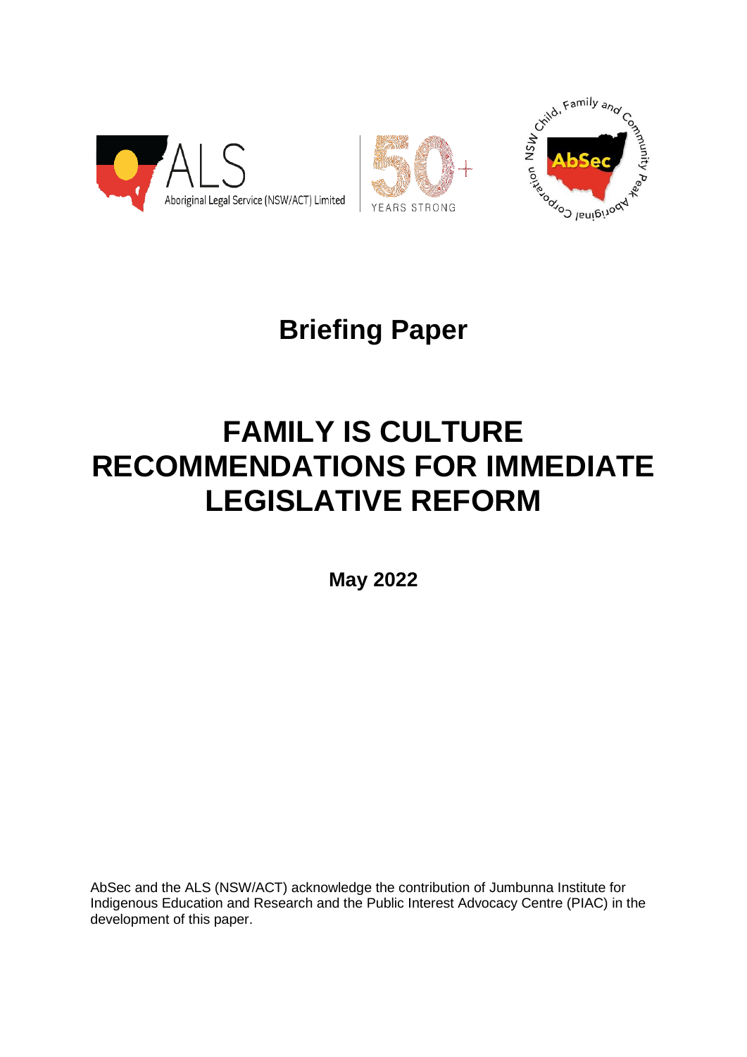Aboriginal Legal Service (NSW/ACT) Limited

YEARS STRONG

NSW Child, Family and Community Peak Aboriginal Corporation

# Briefing Paper

# FAMILY IS CULTURE RECOMMENDATIONS FOR IMMEDIATE LEGISLATIVE REFORM

**May 2022**

AbSec and the ALS (NSW/ACT) acknowledge the contribution of Jumbunna Institute for Indigenous Education and Research and the Public Interest Advocacy Centre (PIAC) in the development of this paper.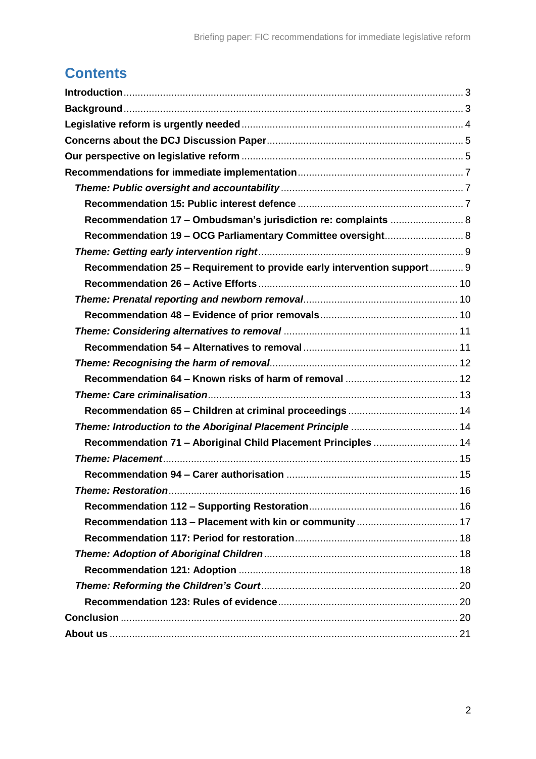# Contents

**Introduction** ........ 3

**Background** ........ 3

**Legislative reform is urgently needed** ........ 4

**Concerns about the DCJ Discussion Paper** ........ 5

**Our perspective on legislative reform** ........ 5

**Recommendations for immediate implementation** ........ 7

- ***Theme: Public oversight and accountability*** ........ 7
  - **Recommendation 15: Public interest defence** ........ 7
  - **Recommendation 17 – Ombudsman's jurisdiction re: complaints** ........ 8
  - **Recommendation 19 – OCG Parliamentary Committee oversight** ........ 8
- ***Theme: Getting early intervention right*** ........ 9
  - **Recommendation 25 – Requirement to provide early intervention support** ........ 9
  - **Recommendation 26 – Active Efforts** ........ 10
- ***Theme: Prenatal reporting and newborn removal*** ........ 10
  - **Recommendation 48 – Evidence of prior removals** ........ 10
- ***Theme: Considering alternatives to removal*** ........ 11
  - **Recommendation 54 – Alternatives to removal** ........ 11
- ***Theme: Recognising the harm of removal*** ........ 12
  - **Recommendation 64 – Known risks of harm of removal** ........ 12
- ***Theme: Care criminalisation*** ........ 13
  - **Recommendation 65 – Children at criminal proceedings** ........ 14
- ***Theme: Introduction to the Aboriginal Placement Principle*** ........ 14
  - **Recommendation 71 – Aboriginal Child Placement Principles** ........ 14
- ***Theme: Placement*** ........ 15
  - **Recommendation 94 – Carer authorisation** ........ 15
- ***Theme: Restoration*** ........ 16
  - **Recommendation 112 – Supporting Restoration** ........ 16
  - **Recommendation 113 – Placement with kin or community** ........ 17
  - **Recommendation 117: Period for restoration** ........ 18
- ***Theme: Adoption of Aboriginal Children*** ........ 18
  - **Recommendation 121: Adoption** ........ 18
- ***Theme: Reforming the Children's Court*** ........ 20
  - **Recommendation 123: Rules of evidence** ........ 20

**Conclusion** ........ 20

**About us** ........ 21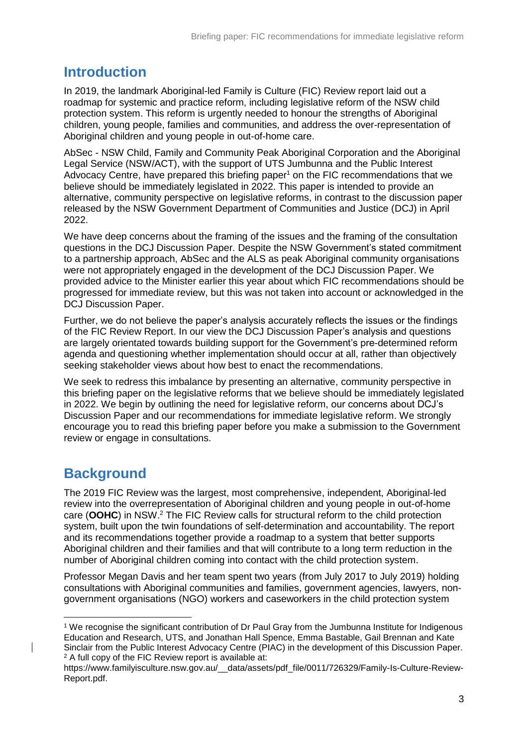## Introduction

In 2019, the landmark Aboriginal-led Family is Culture (FIC) Review report laid out a roadmap for systemic and practice reform, including legislative reform of the NSW child protection system. This reform is urgently needed to honour the strengths of Aboriginal children, young people, families and communities, and address the over-representation of Aboriginal children and young people in out-of-home care.

AbSec - NSW Child, Family and Community Peak Aboriginal Corporation and the Aboriginal Legal Service (NSW/ACT), with the support of UTS Jumbunna and the Public Interest Advocacy Centre, have prepared this briefing paper[1] on the FIC recommendations that we believe should be immediately legislated in 2022. This paper is intended to provide an alternative, community perspective on legislative reforms, in contrast to the discussion paper released by the NSW Government Department of Communities and Justice (DCJ) in April 2022.

We have deep concerns about the framing of the issues and the framing of the consultation questions in the DCJ Discussion Paper. Despite the NSW Government's stated commitment to a partnership approach, AbSec and the ALS as peak Aboriginal community organisations were not appropriately engaged in the development of the DCJ Discussion Paper. We provided advice to the Minister earlier this year about which FIC recommendations should be progressed for immediate review, but this was not taken into account or acknowledged in the DCJ Discussion Paper.

Further, we do not believe the paper's analysis accurately reflects the issues or the findings of the FIC Review Report. In our view the DCJ Discussion Paper's analysis and questions are largely orientated towards building support for the Government's pre-determined reform agenda and questioning whether implementation should occur at all, rather than objectively seeking stakeholder views about how best to enact the recommendations.

We seek to redress this imbalance by presenting an alternative, community perspective in this briefing paper on the legislative reforms that we believe should be immediately legislated in 2022. We begin by outlining the need for legislative reform, our concerns about DCJ's Discussion Paper and our recommendations for immediate legislative reform. We strongly encourage you to read this briefing paper before you make a submission to the Government review or engage in consultations.

## Background

The 2019 FIC Review was the largest, most comprehensive, independent, Aboriginal-led review into the overrepresentation of Aboriginal children and young people in out-of-home care (**OOHC**) in NSW.[2] The FIC Review calls for structural reform to the child protection system, built upon the twin foundations of self-determination and accountability. The report and its recommendations together provide a roadmap to a system that better supports Aboriginal children and their families and that will contribute to a long term reduction in the number of Aboriginal children coming into contact with the child protection system.

Professor Megan Davis and her team spent two years (from July 2017 to July 2019) holding consultations with Aboriginal communities and families, government agencies, lawyers, non-government organisations (NGO) workers and caseworkers in the child protection system

---

[1] We recognise the significant contribution of Dr Paul Gray from the Jumbunna Institute for Indigenous Education and Research, UTS, and Jonathan Hall Spence, Emma Bastable, Gail Brennan and Kate Sinclair from the Public Interest Advocacy Centre (PIAC) in the development of this Discussion Paper.

[2] A full copy of the FIC Review report is available at: https://www.familyisculture.nsw.gov.au/__data/assets/pdf_file/0011/726329/Family-Is-Culture-Review-Report.pdf.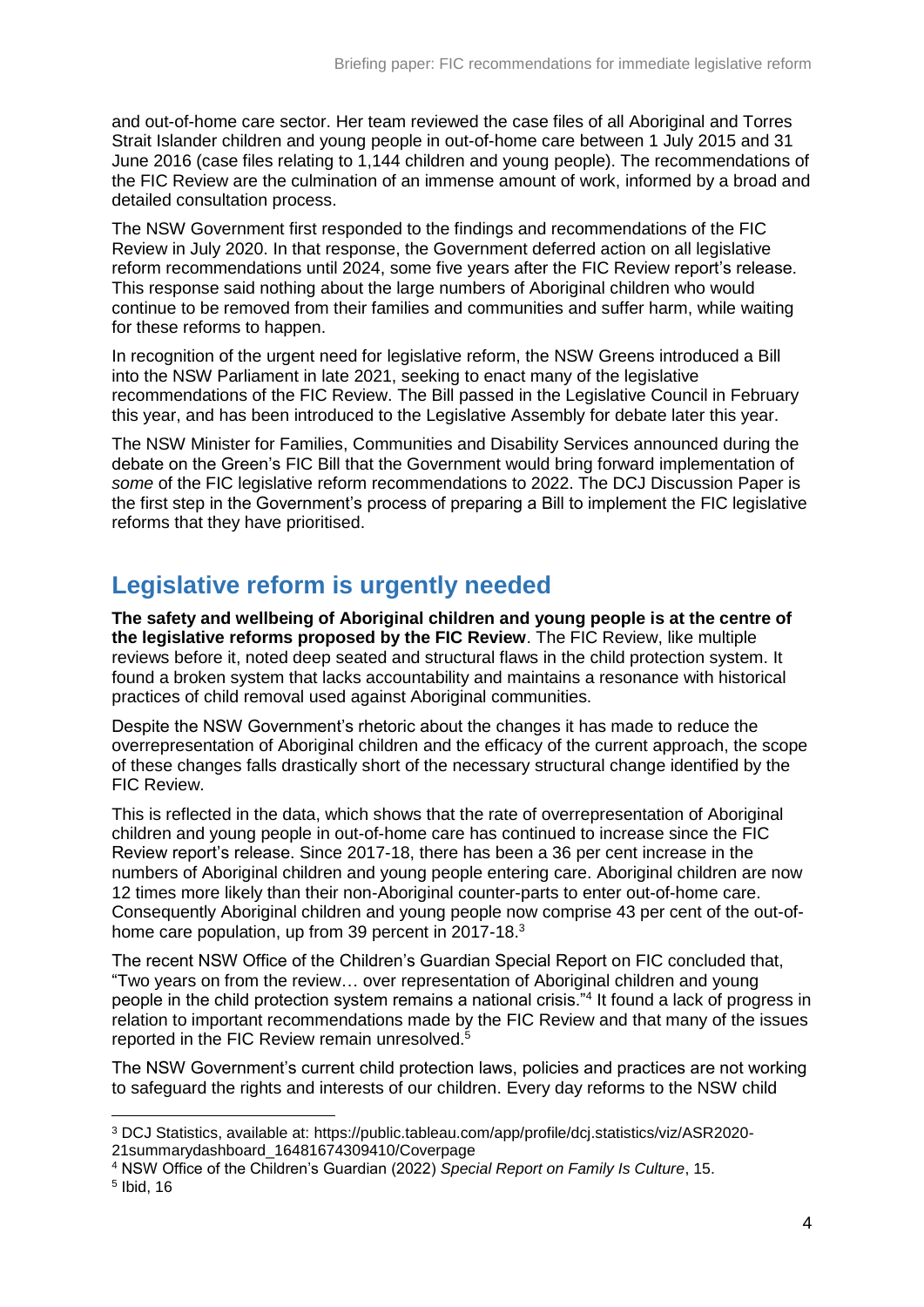and out-of-home care sector. Her team reviewed the case files of all Aboriginal and Torres Strait Islander children and young people in out-of-home care between 1 July 2015 and 31 June 2016 (case files relating to 1,144 children and young people). The recommendations of the FIC Review are the culmination of an immense amount of work, informed by a broad and detailed consultation process.

The NSW Government first responded to the findings and recommendations of the FIC Review in July 2020. In that response, the Government deferred action on all legislative reform recommendations until 2024, some five years after the FIC Review report's release. This response said nothing about the large numbers of Aboriginal children who would continue to be removed from their families and communities and suffer harm, while waiting for these reforms to happen.

In recognition of the urgent need for legislative reform, the NSW Greens introduced a Bill into the NSW Parliament in late 2021, seeking to enact many of the legislative recommendations of the FIC Review. The Bill passed in the Legislative Council in February this year, and has been introduced to the Legislative Assembly for debate later this year.

The NSW Minister for Families, Communities and Disability Services announced during the debate on the Green's FIC Bill that the Government would bring forward implementation of *some* of the FIC legislative reform recommendations to 2022. The DCJ Discussion Paper is the first step in the Government's process of preparing a Bill to implement the FIC legislative reforms that they have prioritised.

## Legislative reform is urgently needed

**The safety and wellbeing of Aboriginal children and young people is at the centre of the legislative reforms proposed by the FIC Review**. The FIC Review, like multiple reviews before it, noted deep seated and structural flaws in the child protection system. It found a broken system that lacks accountability and maintains a resonance with historical practices of child removal used against Aboriginal communities.

Despite the NSW Government's rhetoric about the changes it has made to reduce the overrepresentation of Aboriginal children and the efficacy of the current approach, the scope of these changes falls drastically short of the necessary structural change identified by the FIC Review.

This is reflected in the data, which shows that the rate of overrepresentation of Aboriginal children and young people in out-of-home care has continued to increase since the FIC Review report's release. Since 2017-18, there has been a 36 per cent increase in the numbers of Aboriginal children and young people entering care. Aboriginal children are now 12 times more likely than their non-Aboriginal counter-parts to enter out-of-home care. Consequently Aboriginal children and young people now comprise 43 per cent of the out-of-home care population, up from 39 percent in 2017-18.[3]

The recent NSW Office of the Children's Guardian Special Report on FIC concluded that, "Two years on from the review… over representation of Aboriginal children and young people in the child protection system remains a national crisis."[4] It found a lack of progress in relation to important recommendations made by the FIC Review and that many of the issues reported in the FIC Review remain unresolved.[5]

The NSW Government's current child protection laws, policies and practices are not working to safeguard the rights and interests of our children. Every day reforms to the NSW child

---

[3] DCJ Statistics, available at: https://public.tableau.com/app/profile/dcj.statistics/viz/ASR2020-21summarydashboard_16481674309410/Coverpage

[4] NSW Office of the Children's Guardian (2022) *Special Report on Family Is Culture*, 15.

[5] Ibid, 16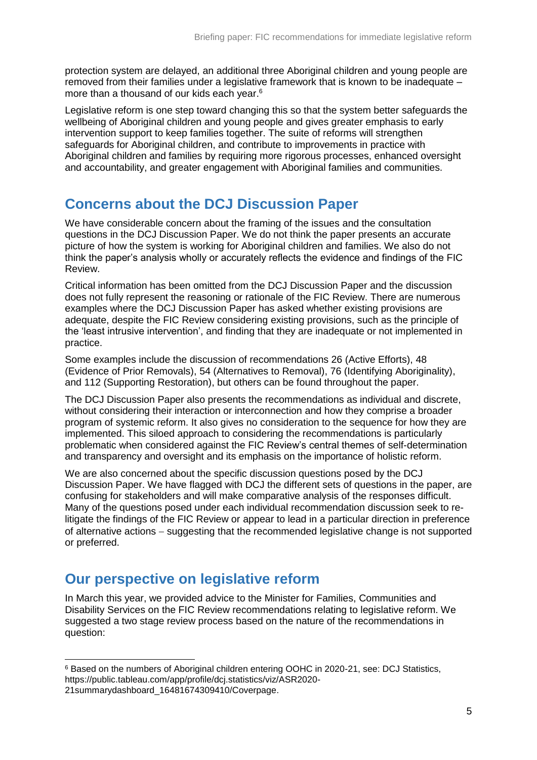protection system are delayed, an additional three Aboriginal children and young people are removed from their families under a legislative framework that is known to be inadequate – more than a thousand of our kids each year.[6]

Legislative reform is one step toward changing this so that the system better safeguards the wellbeing of Aboriginal children and young people and gives greater emphasis to early intervention support to keep families together. The suite of reforms will strengthen safeguards for Aboriginal children, and contribute to improvements in practice with Aboriginal children and families by requiring more rigorous processes, enhanced oversight and accountability, and greater engagement with Aboriginal families and communities.

## Concerns about the DCJ Discussion Paper

We have considerable concern about the framing of the issues and the consultation questions in the DCJ Discussion Paper. We do not think the paper presents an accurate picture of how the system is working for Aboriginal children and families. We also do not think the paper's analysis wholly or accurately reflects the evidence and findings of the FIC Review.

Critical information has been omitted from the DCJ Discussion Paper and the discussion does not fully represent the reasoning or rationale of the FIC Review. There are numerous examples where the DCJ Discussion Paper has asked whether existing provisions are adequate, despite the FIC Review considering existing provisions, such as the principle of the 'least intrusive intervention', and finding that they are inadequate or not implemented in practice.

Some examples include the discussion of recommendations 26 (Active Efforts), 48 (Evidence of Prior Removals), 54 (Alternatives to Removal), 76 (Identifying Aboriginality), and 112 (Supporting Restoration), but others can be found throughout the paper.

The DCJ Discussion Paper also presents the recommendations as individual and discrete, without considering their interaction or interconnection and how they comprise a broader program of systemic reform. It also gives no consideration to the sequence for how they are implemented. This siloed approach to considering the recommendations is particularly problematic when considered against the FIC Review's central themes of self-determination and transparency and oversight and its emphasis on the importance of holistic reform.

We are also concerned about the specific discussion questions posed by the DCJ Discussion Paper. We have flagged with DCJ the different sets of questions in the paper, are confusing for stakeholders and will make comparative analysis of the responses difficult. Many of the questions posed under each individual recommendation discussion seek to re-litigate the findings of the FIC Review or appear to lead in a particular direction in preference of alternative actions – suggesting that the recommended legislative change is not supported or preferred.

## Our perspective on legislative reform

In March this year, we provided advice to the Minister for Families, Communities and Disability Services on the FIC Review recommendations relating to legislative reform. We suggested a two stage review process based on the nature of the recommendations in question:

[6] Based on the numbers of Aboriginal children entering OOHC in 2020-21, see: DCJ Statistics, https://public.tableau.com/app/profile/dcj.statistics/viz/ASR2020-21summarydashboard_16481674309410/Coverpage.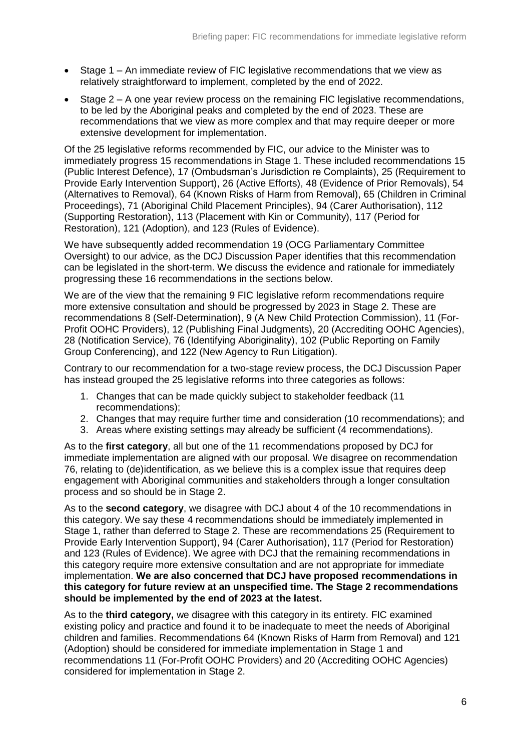- Stage 1 – An immediate review of FIC legislative recommendations that we view as relatively straightforward to implement, completed by the end of 2022.
- Stage 2 – A one year review process on the remaining FIC legislative recommendations, to be led by the Aboriginal peaks and completed by the end of 2023. These are recommendations that we view as more complex and that may require deeper or more extensive development for implementation.

Of the 25 legislative reforms recommended by FIC, our advice to the Minister was to immediately progress 15 recommendations in Stage 1. These included recommendations 15 (Public Interest Defence), 17 (Ombudsman's Jurisdiction re Complaints), 25 (Requirement to Provide Early Intervention Support), 26 (Active Efforts), 48 (Evidence of Prior Removals), 54 (Alternatives to Removal), 64 (Known Risks of Harm from Removal), 65 (Children in Criminal Proceedings), 71 (Aboriginal Child Placement Principles), 94 (Carer Authorisation), 112 (Supporting Restoration), 113 (Placement with Kin or Community), 117 (Period for Restoration), 121 (Adoption), and 123 (Rules of Evidence).

We have subsequently added recommendation 19 (OCG Parliamentary Committee Oversight) to our advice, as the DCJ Discussion Paper identifies that this recommendation can be legislated in the short-term. We discuss the evidence and rationale for immediately progressing these 16 recommendations in the sections below.

We are of the view that the remaining 9 FIC legislative reform recommendations require more extensive consultation and should be progressed by 2023 in Stage 2. These are recommendations 8 (Self-Determination), 9 (A New Child Protection Commission), 11 (For-Profit OOHC Providers), 12 (Publishing Final Judgments), 20 (Accrediting OOHC Agencies), 28 (Notification Service), 76 (Identifying Aboriginality), 102 (Public Reporting on Family Group Conferencing), and 122 (New Agency to Run Litigation).

Contrary to our recommendation for a two-stage review process, the DCJ Discussion Paper has instead grouped the 25 legislative reforms into three categories as follows:

1. Changes that can be made quickly subject to stakeholder feedback (11 recommendations);
2. Changes that may require further time and consideration (10 recommendations); and
3. Areas where existing settings may already be sufficient (4 recommendations).

As to the **first category**, all but one of the 11 recommendations proposed by DCJ for immediate implementation are aligned with our proposal. We disagree on recommendation 76, relating to (de)identification, as we believe this is a complex issue that requires deep engagement with Aboriginal communities and stakeholders through a longer consultation process and so should be in Stage 2.

As to the **second category**, we disagree with DCJ about 4 of the 10 recommendations in this category. We say these 4 recommendations should be immediately implemented in Stage 1, rather than deferred to Stage 2. These are recommendations 25 (Requirement to Provide Early Intervention Support), 94 (Carer Authorisation), 117 (Period for Restoration) and 123 (Rules of Evidence). We agree with DCJ that the remaining recommendations in this category require more extensive consultation and are not appropriate for immediate implementation. **We are also concerned that DCJ have proposed recommendations in this category for future review at an unspecified time. The Stage 2 recommendations should be implemented by the end of 2023 at the latest.**

As to the **third category,** we disagree with this category in its entirety. FIC examined existing policy and practice and found it to be inadequate to meet the needs of Aboriginal children and families. Recommendations 64 (Known Risks of Harm from Removal) and 121 (Adoption) should be considered for immediate implementation in Stage 1 and recommendations 11 (For-Profit OOHC Providers) and 20 (Accrediting OOHC Agencies) considered for implementation in Stage 2.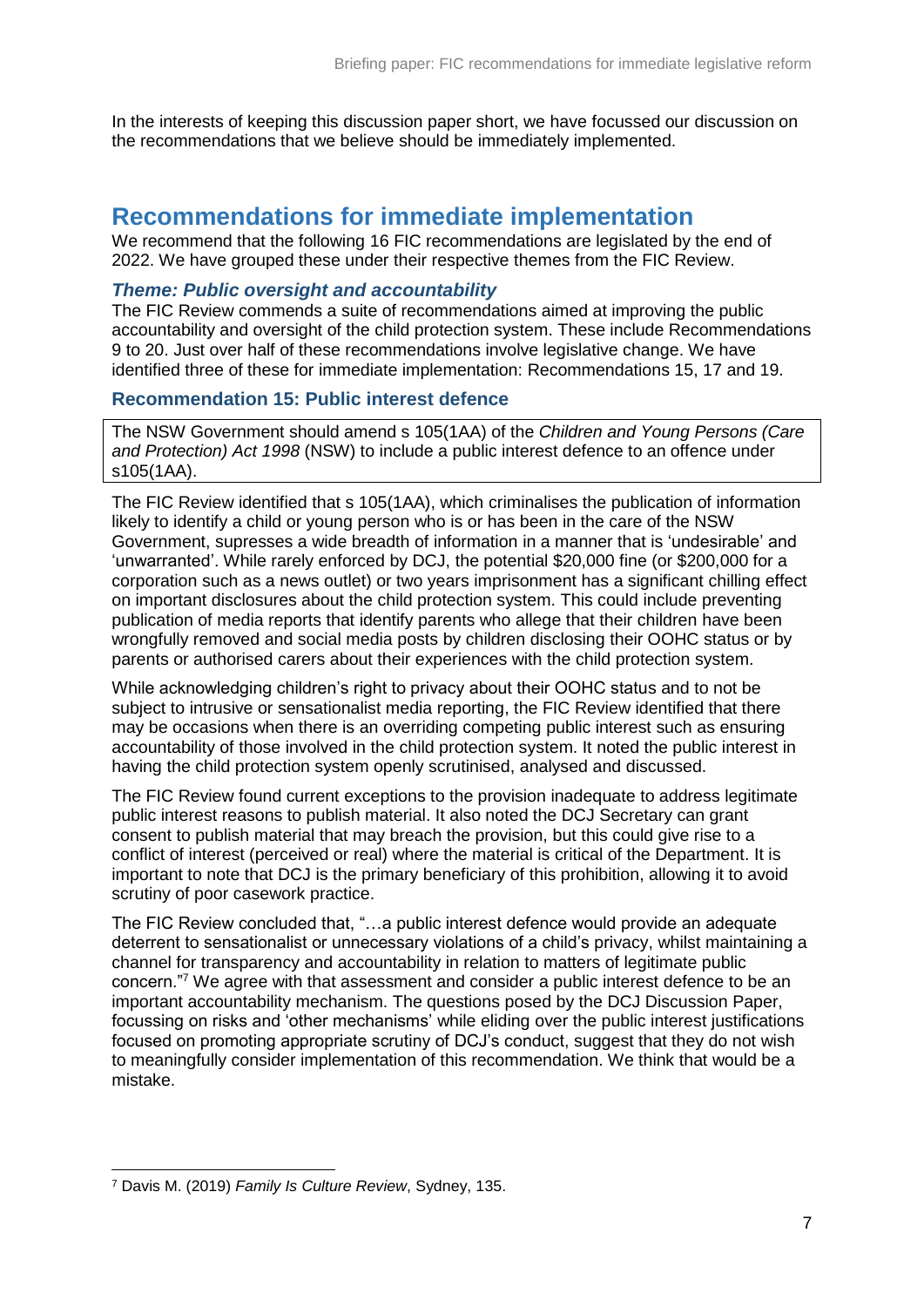In the interests of keeping this discussion paper short, we have focussed our discussion on the recommendations that we believe should be immediately implemented.

## Recommendations for immediate implementation

We recommend that the following 16 FIC recommendations are legislated by the end of 2022. We have grouped these under their respective themes from the FIC Review.

### *Theme: Public oversight and accountability*

The FIC Review commends a suite of recommendations aimed at improving the public accountability and oversight of the child protection system. These include Recommendations 9 to 20. Just over half of these recommendations involve legislative change. We have identified three of these for immediate implementation: Recommendations 15, 17 and 19.

### Recommendation 15: Public interest defence

> The NSW Government should amend s 105(1AA) of the *Children and Young Persons (Care and Protection) Act 1998* (NSW) to include a public interest defence to an offence under s105(1AA).

The FIC Review identified that s 105(1AA), which criminalises the publication of information likely to identify a child or young person who is or has been in the care of the NSW Government, supresses a wide breadth of information in a manner that is 'undesirable' and 'unwarranted'. While rarely enforced by DCJ, the potential $20,000 fine (or $200,000 for a corporation such as a news outlet) or two years imprisonment has a significant chilling effect on important disclosures about the child protection system. This could include preventing publication of media reports that identify parents who allege that their children have been wrongfully removed and social media posts by children disclosing their OOHC status or by parents or authorised carers about their experiences with the child protection system.

While acknowledging children's right to privacy about their OOHC status and to not be subject to intrusive or sensationalist media reporting, the FIC Review identified that there may be occasions when there is an overriding competing public interest such as ensuring accountability of those involved in the child protection system. It noted the public interest in having the child protection system openly scrutinised, analysed and discussed.

The FIC Review found current exceptions to the provision inadequate to address legitimate public interest reasons to publish material. It also noted the DCJ Secretary can grant consent to publish material that may breach the provision, but this could give rise to a conflict of interest (perceived or real) where the material is critical of the Department. It is important to note that DCJ is the primary beneficiary of this prohibition, allowing it to avoid scrutiny of poor casework practice.

The FIC Review concluded that, "…a public interest defence would provide an adequate deterrent to sensationalist or unnecessary violations of a child's privacy, whilst maintaining a channel for transparency and accountability in relation to matters of legitimate public concern."[7] We agree with that assessment and consider a public interest defence to be an important accountability mechanism. The questions posed by the DCJ Discussion Paper, focussing on risks and 'other mechanisms' while eliding over the public interest justifications focused on promoting appropriate scrutiny of DCJ's conduct, suggest that they do not wish to meaningfully consider implementation of this recommendation. We think that would be a mistake.

---

[7] Davis M. (2019) *Family Is Culture Review*, Sydney, 135.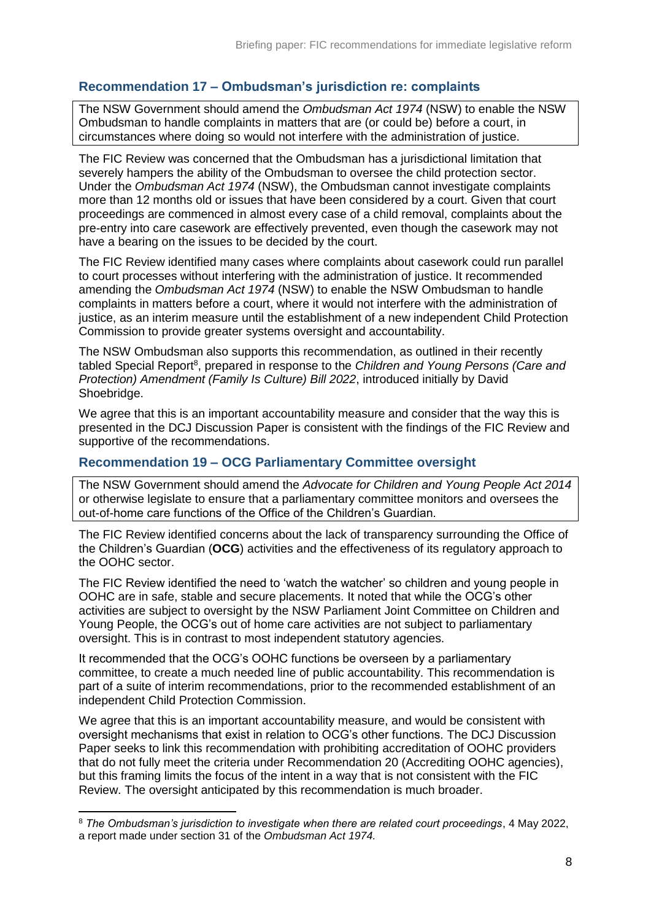## Recommendation 17 – Ombudsman's jurisdiction re: complaints

> The NSW Government should amend the *Ombudsman Act 1974* (NSW) to enable the NSW Ombudsman to handle complaints in matters that are (or could be) before a court, in circumstances where doing so would not interfere with the administration of justice.

The FIC Review was concerned that the Ombudsman has a jurisdictional limitation that severely hampers the ability of the Ombudsman to oversee the child protection sector. Under the *Ombudsman Act 1974* (NSW), the Ombudsman cannot investigate complaints more than 12 months old or issues that have been considered by a court. Given that court proceedings are commenced in almost every case of a child removal, complaints about the pre-entry into care casework are effectively prevented, even though the casework may not have a bearing on the issues to be decided by the court.

The FIC Review identified many cases where complaints about casework could run parallel to court processes without interfering with the administration of justice. It recommended amending the *Ombudsman Act 1974* (NSW) to enable the NSW Ombudsman to handle complaints in matters before a court, where it would not interfere with the administration of justice, as an interim measure until the establishment of a new independent Child Protection Commission to provide greater systems oversight and accountability.

The NSW Ombudsman also supports this recommendation, as outlined in their recently tabled Special Report[8], prepared in response to the *Children and Young Persons (Care and Protection) Amendment (Family Is Culture) Bill 2022*, introduced initially by David Shoebridge.

We agree that this is an important accountability measure and consider that the way this is presented in the DCJ Discussion Paper is consistent with the findings of the FIC Review and supportive of the recommendations.

## Recommendation 19 – OCG Parliamentary Committee oversight

> The NSW Government should amend the *Advocate for Children and Young People Act 2014* or otherwise legislate to ensure that a parliamentary committee monitors and oversees the out-of-home care functions of the Office of the Children's Guardian.

The FIC Review identified concerns about the lack of transparency surrounding the Office of the Children's Guardian (**OCG**) activities and the effectiveness of its regulatory approach to the OOHC sector.

The FIC Review identified the need to 'watch the watcher' so children and young people in OOHC are in safe, stable and secure placements. It noted that while the OCG's other activities are subject to oversight by the NSW Parliament Joint Committee on Children and Young People, the OCG's out of home care activities are not subject to parliamentary oversight. This is in contrast to most independent statutory agencies.

It recommended that the OCG's OOHC functions be overseen by a parliamentary committee, to create a much needed line of public accountability. This recommendation is part of a suite of interim recommendations, prior to the recommended establishment of an independent Child Protection Commission.

We agree that this is an important accountability measure, and would be consistent with oversight mechanisms that exist in relation to OCG's other functions. The DCJ Discussion Paper seeks to link this recommendation with prohibiting accreditation of OOHC providers that do not fully meet the criteria under Recommendation 20 (Accrediting OOHC agencies), but this framing limits the focus of the intent in a way that is not consistent with the FIC Review. The oversight anticipated by this recommendation is much broader.

---

[8] *The Ombudsman's jurisdiction to investigate when there are related court proceedings*, 4 May 2022, a report made under section 31 of the *Ombudsman Act 1974.*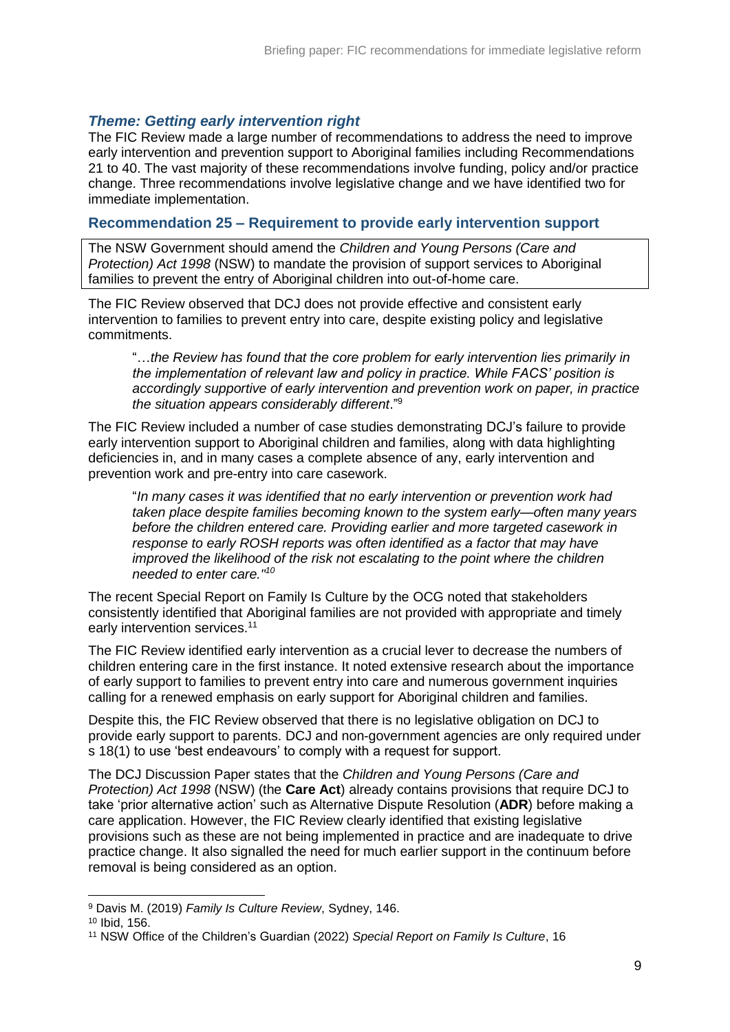### *Theme: Getting early intervention right*

The FIC Review made a large number of recommendations to address the need to improve early intervention and prevention support to Aboriginal families including Recommendations 21 to 40. The vast majority of these recommendations involve funding, policy and/or practice change. Three recommendations involve legislative change and we have identified two for immediate implementation.

### Recommendation 25 – Requirement to provide early intervention support

> The NSW Government should amend the *Children and Young Persons (Care and Protection) Act 1998* (NSW) to mandate the provision of support services to Aboriginal families to prevent the entry of Aboriginal children into out-of-home care.

The FIC Review observed that DCJ does not provide effective and consistent early intervention to families to prevent entry into care, despite existing policy and legislative commitments.

> "…*the Review has found that the core problem for early intervention lies primarily in the implementation of relevant law and policy in practice. While FACS' position is accordingly supportive of early intervention and prevention work on paper, in practice the situation appears considerably different*."[9]

The FIC Review included a number of case studies demonstrating DCJ's failure to provide early intervention support to Aboriginal children and families, along with data highlighting deficiencies in, and in many cases a complete absence of any, early intervention and prevention work and pre-entry into care casework.

> "*In many cases it was identified that no early intervention or prevention work had taken place despite families becoming known to the system early—often many years before the children entered care. Providing earlier and more targeted casework in response to early ROSH reports was often identified as a factor that may have improved the likelihood of the risk not escalating to the point where the children needed to enter care."*[10]

The recent Special Report on Family Is Culture by the OCG noted that stakeholders consistently identified that Aboriginal families are not provided with appropriate and timely early intervention services.[11]

The FIC Review identified early intervention as a crucial lever to decrease the numbers of children entering care in the first instance. It noted extensive research about the importance of early support to families to prevent entry into care and numerous government inquiries calling for a renewed emphasis on early support for Aboriginal children and families.

Despite this, the FIC Review observed that there is no legislative obligation on DCJ to provide early support to parents. DCJ and non-government agencies are only required under s 18(1) to use 'best endeavours' to comply with a request for support.

The DCJ Discussion Paper states that the *Children and Young Persons (Care and Protection) Act 1998* (NSW) (the **Care Act**) already contains provisions that require DCJ to take 'prior alternative action' such as Alternative Dispute Resolution (**ADR**) before making a care application. However, the FIC Review clearly identified that existing legislative provisions such as these are not being implemented in practice and are inadequate to drive practice change. It also signalled the need for much earlier support in the continuum before removal is being considered as an option.

---

[9] Davis M. (2019) *Family Is Culture Review*, Sydney, 146.

[10] Ibid, 156.

[11] NSW Office of the Children's Guardian (2022) *Special Report on Family Is Culture*, 16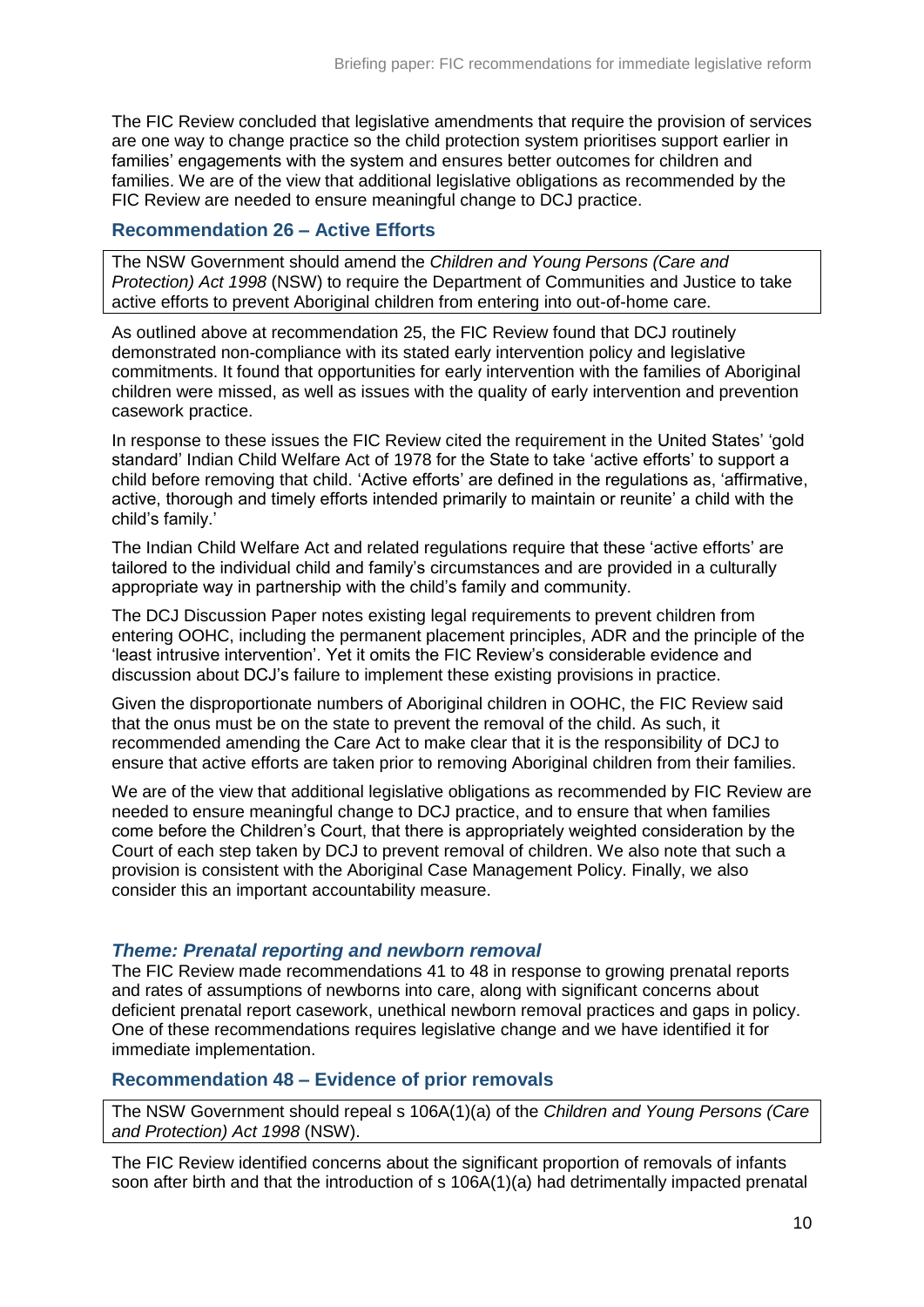The FIC Review concluded that legislative amendments that require the provision of services are one way to change practice so the child protection system prioritises support earlier in families' engagements with the system and ensures better outcomes for children and families. We are of the view that additional legislative obligations as recommended by the FIC Review are needed to ensure meaningful change to DCJ practice.

### Recommendation 26 – Active Efforts

> The NSW Government should amend the *Children and Young Persons (Care and Protection) Act 1998* (NSW) to require the Department of Communities and Justice to take active efforts to prevent Aboriginal children from entering into out-of-home care.

As outlined above at recommendation 25, the FIC Review found that DCJ routinely demonstrated non-compliance with its stated early intervention policy and legislative commitments. It found that opportunities for early intervention with the families of Aboriginal children were missed, as well as issues with the quality of early intervention and prevention casework practice.

In response to these issues the FIC Review cited the requirement in the United States' 'gold standard' Indian Child Welfare Act of 1978 for the State to take 'active efforts' to support a child before removing that child. 'Active efforts' are defined in the regulations as, 'affirmative, active, thorough and timely efforts intended primarily to maintain or reunite' a child with the child's family.'

The Indian Child Welfare Act and related regulations require that these 'active efforts' are tailored to the individual child and family's circumstances and are provided in a culturally appropriate way in partnership with the child's family and community.

The DCJ Discussion Paper notes existing legal requirements to prevent children from entering OOHC, including the permanent placement principles, ADR and the principle of the 'least intrusive intervention'. Yet it omits the FIC Review's considerable evidence and discussion about DCJ's failure to implement these existing provisions in practice.

Given the disproportionate numbers of Aboriginal children in OOHC, the FIC Review said that the onus must be on the state to prevent the removal of the child. As such, it recommended amending the Care Act to make clear that it is the responsibility of DCJ to ensure that active efforts are taken prior to removing Aboriginal children from their families.

We are of the view that additional legislative obligations as recommended by FIC Review are needed to ensure meaningful change to DCJ practice, and to ensure that when families come before the Children's Court, that there is appropriately weighted consideration by the Court of each step taken by DCJ to prevent removal of children. We also note that such a provision is consistent with the Aboriginal Case Management Policy. Finally, we also consider this an important accountability measure.

## *Theme: Prenatal reporting and newborn removal*

The FIC Review made recommendations 41 to 48 in response to growing prenatal reports and rates of assumptions of newborns into care, along with significant concerns about deficient prenatal report casework, unethical newborn removal practices and gaps in policy. One of these recommendations requires legislative change and we have identified it for immediate implementation.

### Recommendation 48 – Evidence of prior removals

> The NSW Government should repeal s 106A(1)(a) of the *Children and Young Persons (Care and Protection) Act 1998* (NSW).

The FIC Review identified concerns about the significant proportion of removals of infants soon after birth and that the introduction of s 106A(1)(a) had detrimentally impacted prenatal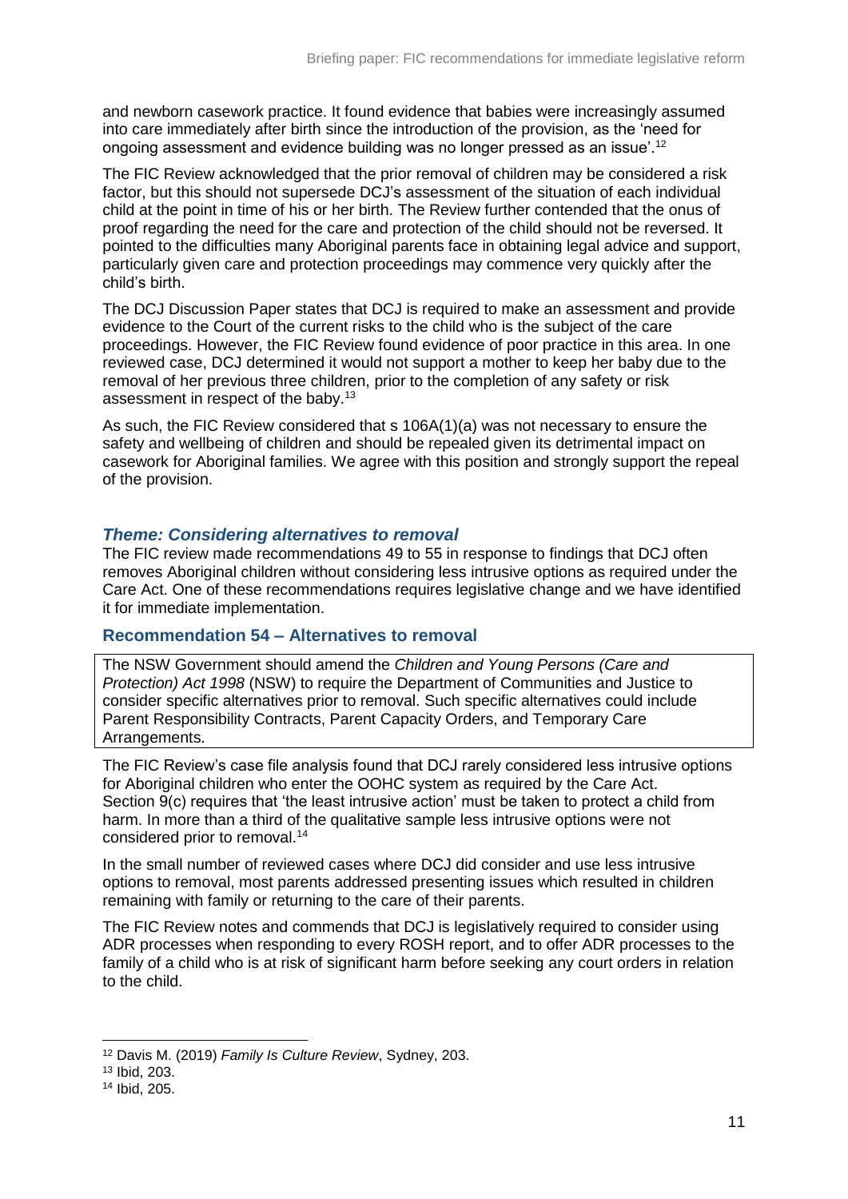and newborn casework practice. It found evidence that babies were increasingly assumed into care immediately after birth since the introduction of the provision, as the 'need for ongoing assessment and evidence building was no longer pressed as an issue'.[12]

The FIC Review acknowledged that the prior removal of children may be considered a risk factor, but this should not supersede DCJ's assessment of the situation of each individual child at the point in time of his or her birth. The Review further contended that the onus of proof regarding the need for the care and protection of the child should not be reversed. It pointed to the difficulties many Aboriginal parents face in obtaining legal advice and support, particularly given care and protection proceedings may commence very quickly after the child's birth.

The DCJ Discussion Paper states that DCJ is required to make an assessment and provide evidence to the Court of the current risks to the child who is the subject of the care proceedings. However, the FIC Review found evidence of poor practice in this area. In one reviewed case, DCJ determined it would not support a mother to keep her baby due to the removal of her previous three children, prior to the completion of any safety or risk assessment in respect of the baby.[13]

As such, the FIC Review considered that s 106A(1)(a) was not necessary to ensure the safety and wellbeing of children and should be repealed given its detrimental impact on casework for Aboriginal families. We agree with this position and strongly support the repeal of the provision.

## *Theme: Considering alternatives to removal*

The FIC review made recommendations 49 to 55 in response to findings that DCJ often removes Aboriginal children without considering less intrusive options as required under the Care Act. One of these recommendations requires legislative change and we have identified it for immediate implementation.

### Recommendation 54 – Alternatives to removal

> The NSW Government should amend the *Children and Young Persons (Care and Protection) Act 1998* (NSW) to require the Department of Communities and Justice to consider specific alternatives prior to removal. Such specific alternatives could include Parent Responsibility Contracts, Parent Capacity Orders, and Temporary Care Arrangements.

The FIC Review's case file analysis found that DCJ rarely considered less intrusive options for Aboriginal children who enter the OOHC system as required by the Care Act. Section 9(c) requires that 'the least intrusive action' must be taken to protect a child from harm. In more than a third of the qualitative sample less intrusive options were not considered prior to removal.[14]

In the small number of reviewed cases where DCJ did consider and use less intrusive options to removal, most parents addressed presenting issues which resulted in children remaining with family or returning to the care of their parents.

The FIC Review notes and commends that DCJ is legislatively required to consider using ADR processes when responding to every ROSH report, and to offer ADR processes to the family of a child who is at risk of significant harm before seeking any court orders in relation to the child.

---

[12] Davis M. (2019) *Family Is Culture Review*, Sydney, 203.

[13] Ibid, 203.

[14] Ibid, 205.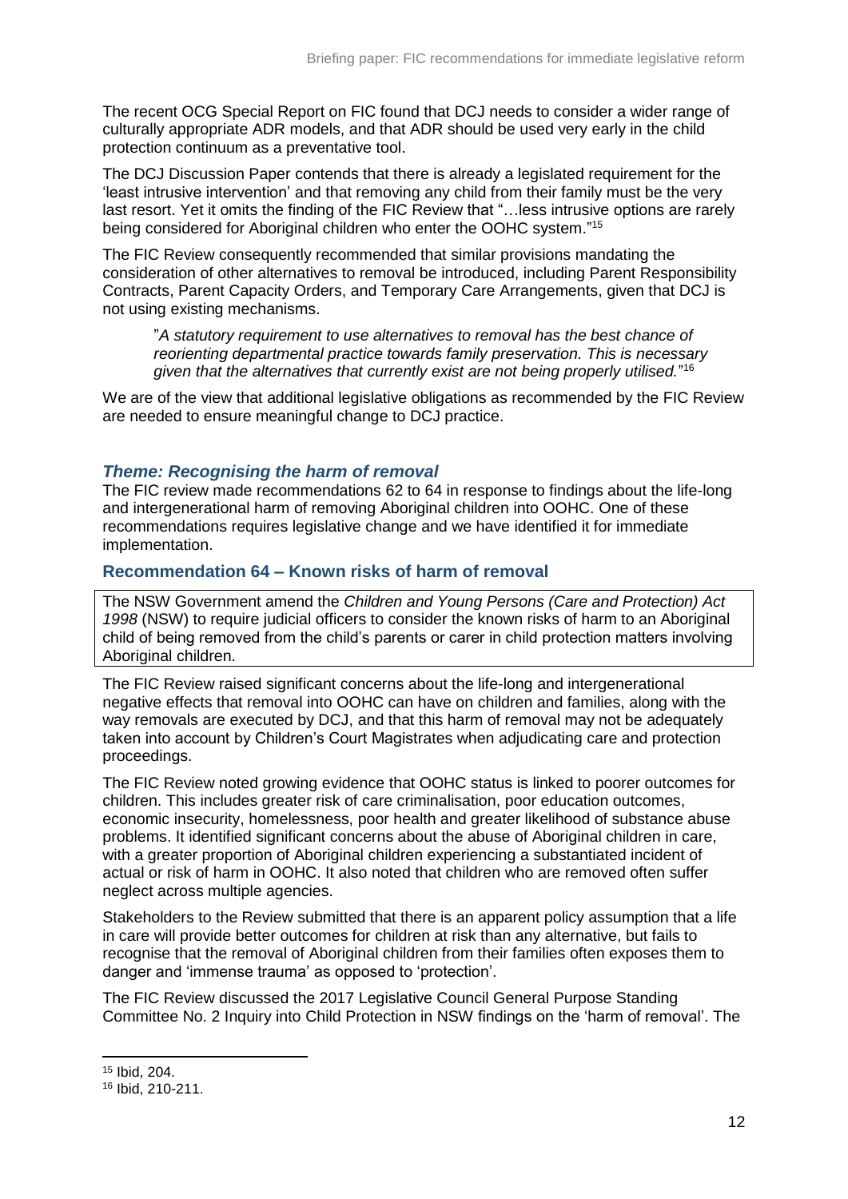The recent OCG Special Report on FIC found that DCJ needs to consider a wider range of culturally appropriate ADR models, and that ADR should be used very early in the child protection continuum as a preventative tool.

The DCJ Discussion Paper contends that there is already a legislated requirement for the 'least intrusive intervention' and that removing any child from their family must be the very last resort. Yet it omits the finding of the FIC Review that "…less intrusive options are rarely being considered for Aboriginal children who enter the OOHC system."[15]

The FIC Review consequently recommended that similar provisions mandating the consideration of other alternatives to removal be introduced, including Parent Responsibility Contracts, Parent Capacity Orders, and Temporary Care Arrangements, given that DCJ is not using existing mechanisms.

> "*A statutory requirement to use alternatives to removal has the best chance of reorienting departmental practice towards family preservation. This is necessary given that the alternatives that currently exist are not being properly utilised.*"[16]

We are of the view that additional legislative obligations as recommended by the FIC Review are needed to ensure meaningful change to DCJ practice.

### *Theme: Recognising the harm of removal*

The FIC review made recommendations 62 to 64 in response to findings about the life-long and intergenerational harm of removing Aboriginal children into OOHC. One of these recommendations requires legislative change and we have identified it for immediate implementation.

#### Recommendation 64 – Known risks of harm of removal

> The NSW Government amend the *Children and Young Persons (Care and Protection) Act 1998* (NSW) to require judicial officers to consider the known risks of harm to an Aboriginal child of being removed from the child's parents or carer in child protection matters involving Aboriginal children.

The FIC Review raised significant concerns about the life-long and intergenerational negative effects that removal into OOHC can have on children and families, along with the way removals are executed by DCJ, and that this harm of removal may not be adequately taken into account by Children's Court Magistrates when adjudicating care and protection proceedings.

The FIC Review noted growing evidence that OOHC status is linked to poorer outcomes for children. This includes greater risk of care criminalisation, poor education outcomes, economic insecurity, homelessness, poor health and greater likelihood of substance abuse problems. It identified significant concerns about the abuse of Aboriginal children in care, with a greater proportion of Aboriginal children experiencing a substantiated incident of actual or risk of harm in OOHC. It also noted that children who are removed often suffer neglect across multiple agencies.

Stakeholders to the Review submitted that there is an apparent policy assumption that a life in care will provide better outcomes for children at risk than any alternative, but fails to recognise that the removal of Aboriginal children from their families often exposes them to danger and 'immense trauma' as opposed to 'protection'.

The FIC Review discussed the 2017 Legislative Council General Purpose Standing Committee No. 2 Inquiry into Child Protection in NSW findings on the 'harm of removal'. The

---

[15] Ibid, 204.

[16] Ibid, 210-211.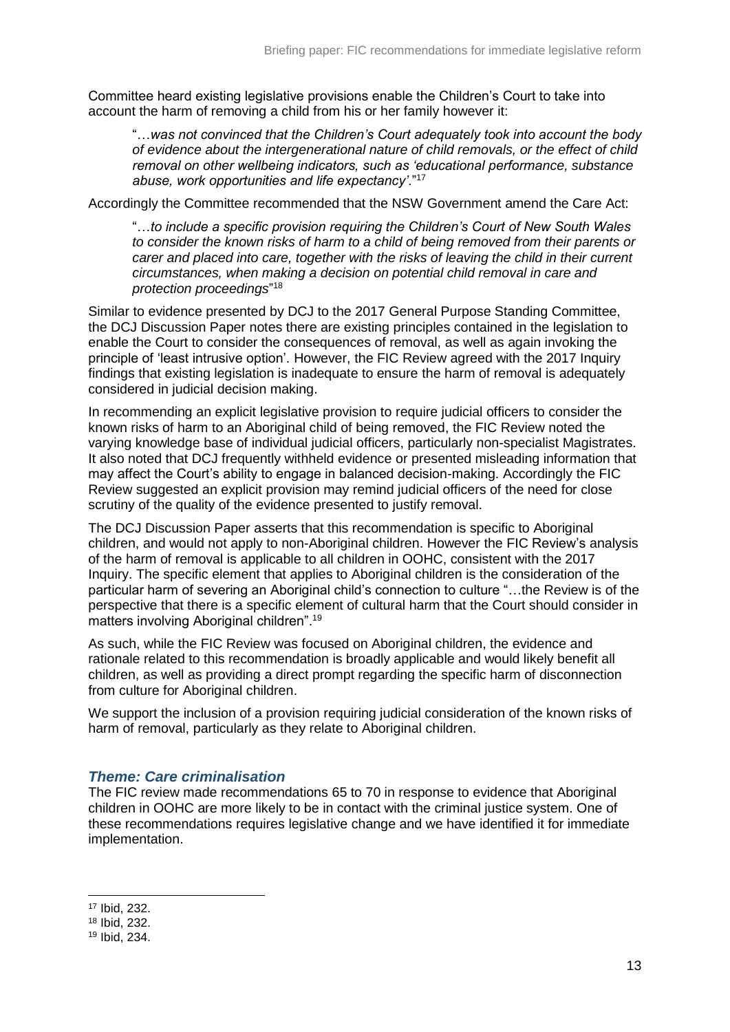Committee heard existing legislative provisions enable the Children's Court to take into account the harm of removing a child from his or her family however it:

> "…*was not convinced that the Children's Court adequately took into account the body of evidence about the intergenerational nature of child removals, or the effect of child removal on other wellbeing indicators, such as 'educational performance, substance abuse, work opportunities and life expectancy'*."[17]

Accordingly the Committee recommended that the NSW Government amend the Care Act:

> "…*to include a specific provision requiring the Children's Court of New South Wales to consider the known risks of harm to a child of being removed from their parents or carer and placed into care, together with the risks of leaving the child in their current circumstances, when making a decision on potential child removal in care and protection proceedings*"[18]

Similar to evidence presented by DCJ to the 2017 General Purpose Standing Committee, the DCJ Discussion Paper notes there are existing principles contained in the legislation to enable the Court to consider the consequences of removal, as well as again invoking the principle of 'least intrusive option'. However, the FIC Review agreed with the 2017 Inquiry findings that existing legislation is inadequate to ensure the harm of removal is adequately considered in judicial decision making.

In recommending an explicit legislative provision to require judicial officers to consider the known risks of harm to an Aboriginal child of being removed, the FIC Review noted the varying knowledge base of individual judicial officers, particularly non-specialist Magistrates. It also noted that DCJ frequently withheld evidence or presented misleading information that may affect the Court's ability to engage in balanced decision-making. Accordingly the FIC Review suggested an explicit provision may remind judicial officers of the need for close scrutiny of the quality of the evidence presented to justify removal.

The DCJ Discussion Paper asserts that this recommendation is specific to Aboriginal children, and would not apply to non-Aboriginal children. However the FIC Review's analysis of the harm of removal is applicable to all children in OOHC, consistent with the 2017 Inquiry. The specific element that applies to Aboriginal children is the consideration of the particular harm of severing an Aboriginal child's connection to culture "…the Review is of the perspective that there is a specific element of cultural harm that the Court should consider in matters involving Aboriginal children".[19]

As such, while the FIC Review was focused on Aboriginal children, the evidence and rationale related to this recommendation is broadly applicable and would likely benefit all children, as well as providing a direct prompt regarding the specific harm of disconnection from culture for Aboriginal children.

We support the inclusion of a provision requiring judicial consideration of the known risks of harm of removal, particularly as they relate to Aboriginal children.

### *Theme: Care criminalisation*

The FIC review made recommendations 65 to 70 in response to evidence that Aboriginal children in OOHC are more likely to be in contact with the criminal justice system. One of these recommendations requires legislative change and we have identified it for immediate implementation.

---

[17] Ibid, 232.

[18] Ibid, 232.

[19] Ibid, 234.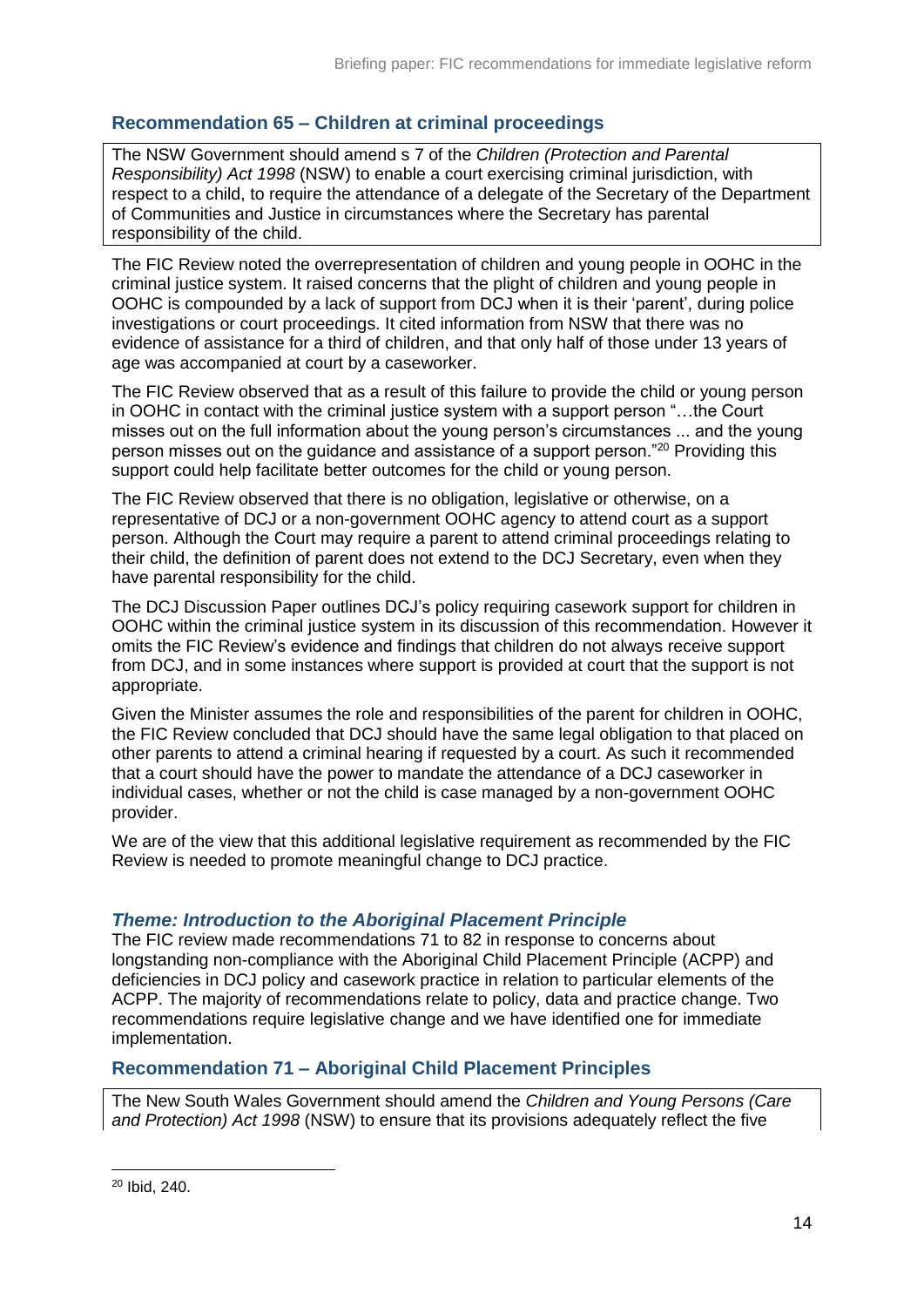## Recommendation 65 – Children at criminal proceedings

> The NSW Government should amend s 7 of the *Children (Protection and Parental Responsibility) Act 1998* (NSW) to enable a court exercising criminal jurisdiction, with respect to a child, to require the attendance of a delegate of the Secretary of the Department of Communities and Justice in circumstances where the Secretary has parental responsibility of the child.

The FIC Review noted the overrepresentation of children and young people in OOHC in the criminal justice system. It raised concerns that the plight of children and young people in OOHC is compounded by a lack of support from DCJ when it is their 'parent', during police investigations or court proceedings. It cited information from NSW that there was no evidence of assistance for a third of children, and that only half of those under 13 years of age was accompanied at court by a caseworker.

The FIC Review observed that as a result of this failure to provide the child or young person in OOHC in contact with the criminal justice system with a support person "…the Court misses out on the full information about the young person's circumstances ... and the young person misses out on the guidance and assistance of a support person."[20] Providing this support could help facilitate better outcomes for the child or young person.

The FIC Review observed that there is no obligation, legislative or otherwise, on a representative of DCJ or a non-government OOHC agency to attend court as a support person. Although the Court may require a parent to attend criminal proceedings relating to their child, the definition of parent does not extend to the DCJ Secretary, even when they have parental responsibility for the child.

The DCJ Discussion Paper outlines DCJ's policy requiring casework support for children in OOHC within the criminal justice system in its discussion of this recommendation. However it omits the FIC Review's evidence and findings that children do not always receive support from DCJ, and in some instances where support is provided at court that the support is not appropriate.

Given the Minister assumes the role and responsibilities of the parent for children in OOHC, the FIC Review concluded that DCJ should have the same legal obligation to that placed on other parents to attend a criminal hearing if requested by a court. As such it recommended that a court should have the power to mandate the attendance of a DCJ caseworker in individual cases, whether or not the child is case managed by a non-government OOHC provider.

We are of the view that this additional legislative requirement as recommended by the FIC Review is needed to promote meaningful change to DCJ practice.

### *Theme: Introduction to the Aboriginal Placement Principle*

The FIC review made recommendations 71 to 82 in response to concerns about longstanding non-compliance with the Aboriginal Child Placement Principle (ACPP) and deficiencies in DCJ policy and casework practice in relation to particular elements of the ACPP. The majority of recommendations relate to policy, data and practice change. Two recommendations require legislative change and we have identified one for immediate implementation.

## Recommendation 71 – Aboriginal Child Placement Principles

> The New South Wales Government should amend the *Children and Young Persons (Care and Protection) Act 1998* (NSW) to ensure that its provisions adequately reflect the five

---

[20] Ibid, 240.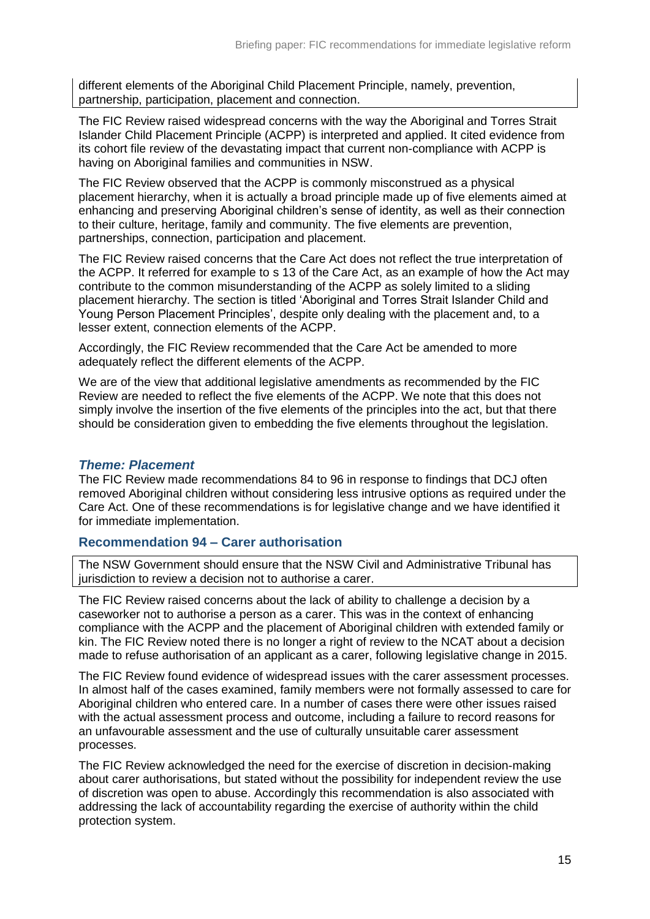different elements of the Aboriginal Child Placement Principle, namely, prevention, partnership, participation, placement and connection.

The FIC Review raised widespread concerns with the way the Aboriginal and Torres Strait Islander Child Placement Principle (ACPP) is interpreted and applied. It cited evidence from its cohort file review of the devastating impact that current non-compliance with ACPP is having on Aboriginal families and communities in NSW.

The FIC Review observed that the ACPP is commonly misconstrued as a physical placement hierarchy, when it is actually a broad principle made up of five elements aimed at enhancing and preserving Aboriginal children's sense of identity, as well as their connection to their culture, heritage, family and community. The five elements are prevention, partnerships, connection, participation and placement.

The FIC Review raised concerns that the Care Act does not reflect the true interpretation of the ACPP. It referred for example to s 13 of the Care Act, as an example of how the Act may contribute to the common misunderstanding of the ACPP as solely limited to a sliding placement hierarchy. The section is titled 'Aboriginal and Torres Strait Islander Child and Young Person Placement Principles', despite only dealing with the placement and, to a lesser extent, connection elements of the ACPP.

Accordingly, the FIC Review recommended that the Care Act be amended to more adequately reflect the different elements of the ACPP.

We are of the view that additional legislative amendments as recommended by the FIC Review are needed to reflect the five elements of the ACPP. We note that this does not simply involve the insertion of the five elements of the principles into the act, but that there should be consideration given to embedding the five elements throughout the legislation.

### *Theme: Placement*

The FIC Review made recommendations 84 to 96 in response to findings that DCJ often removed Aboriginal children without considering less intrusive options as required under the Care Act. One of these recommendations is for legislative change and we have identified it for immediate implementation.

### Recommendation 94 – Carer authorisation

The NSW Government should ensure that the NSW Civil and Administrative Tribunal has jurisdiction to review a decision not to authorise a carer.

The FIC Review raised concerns about the lack of ability to challenge a decision by a caseworker not to authorise a person as a carer. This was in the context of enhancing compliance with the ACPP and the placement of Aboriginal children with extended family or kin. The FIC Review noted there is no longer a right of review to the NCAT about a decision made to refuse authorisation of an applicant as a carer, following legislative change in 2015.

The FIC Review found evidence of widespread issues with the carer assessment processes. In almost half of the cases examined, family members were not formally assessed to care for Aboriginal children who entered care. In a number of cases there were other issues raised with the actual assessment process and outcome, including a failure to record reasons for an unfavourable assessment and the use of culturally unsuitable carer assessment processes.

The FIC Review acknowledged the need for the exercise of discretion in decision-making about carer authorisations, but stated without the possibility for independent review the use of discretion was open to abuse. Accordingly this recommendation is also associated with addressing the lack of accountability regarding the exercise of authority within the child protection system.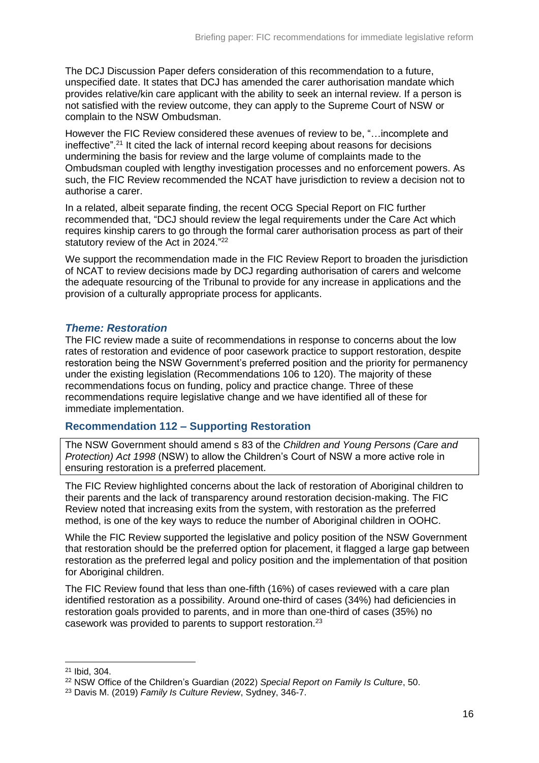The DCJ Discussion Paper defers consideration of this recommendation to a future, unspecified date. It states that DCJ has amended the carer authorisation mandate which provides relative/kin care applicant with the ability to seek an internal review. If a person is not satisfied with the review outcome, they can apply to the Supreme Court of NSW or complain to the NSW Ombudsman.

However the FIC Review considered these avenues of review to be, "…incomplete and ineffective".[21] It cited the lack of internal record keeping about reasons for decisions undermining the basis for review and the large volume of complaints made to the Ombudsman coupled with lengthy investigation processes and no enforcement powers. As such, the FIC Review recommended the NCAT have jurisdiction to review a decision not to authorise a carer.

In a related, albeit separate finding, the recent OCG Special Report on FIC further recommended that, "DCJ should review the legal requirements under the Care Act which requires kinship carers to go through the formal carer authorisation process as part of their statutory review of the Act in 2024."[22]

We support the recommendation made in the FIC Review Report to broaden the jurisdiction of NCAT to review decisions made by DCJ regarding authorisation of carers and welcome the adequate resourcing of the Tribunal to provide for any increase in applications and the provision of a culturally appropriate process for applicants.

### *Theme: Restoration*

The FIC review made a suite of recommendations in response to concerns about the low rates of restoration and evidence of poor casework practice to support restoration, despite restoration being the NSW Government's preferred position and the priority for permanency under the existing legislation (Recommendations 106 to 120). The majority of these recommendations focus on funding, policy and practice change. Three of these recommendations require legislative change and we have identified all of these for immediate implementation.

### Recommendation 112 – Supporting Restoration

> The NSW Government should amend s 83 of the *Children and Young Persons (Care and Protection) Act 1998* (NSW) to allow the Children's Court of NSW a more active role in ensuring restoration is a preferred placement.

The FIC Review highlighted concerns about the lack of restoration of Aboriginal children to their parents and the lack of transparency around restoration decision-making. The FIC Review noted that increasing exits from the system, with restoration as the preferred method, is one of the key ways to reduce the number of Aboriginal children in OOHC.

While the FIC Review supported the legislative and policy position of the NSW Government that restoration should be the preferred option for placement, it flagged a large gap between restoration as the preferred legal and policy position and the implementation of that position for Aboriginal children.

The FIC Review found that less than one-fifth (16%) of cases reviewed with a care plan identified restoration as a possibility. Around one-third of cases (34%) had deficiencies in restoration goals provided to parents, and in more than one-third of cases (35%) no casework was provided to parents to support restoration.[23]

---

[21] Ibid, 304.

[22] NSW Office of the Children's Guardian (2022) *Special Report on Family Is Culture*, 50.

[23] Davis M. (2019) *Family Is Culture Review*, Sydney, 346-7.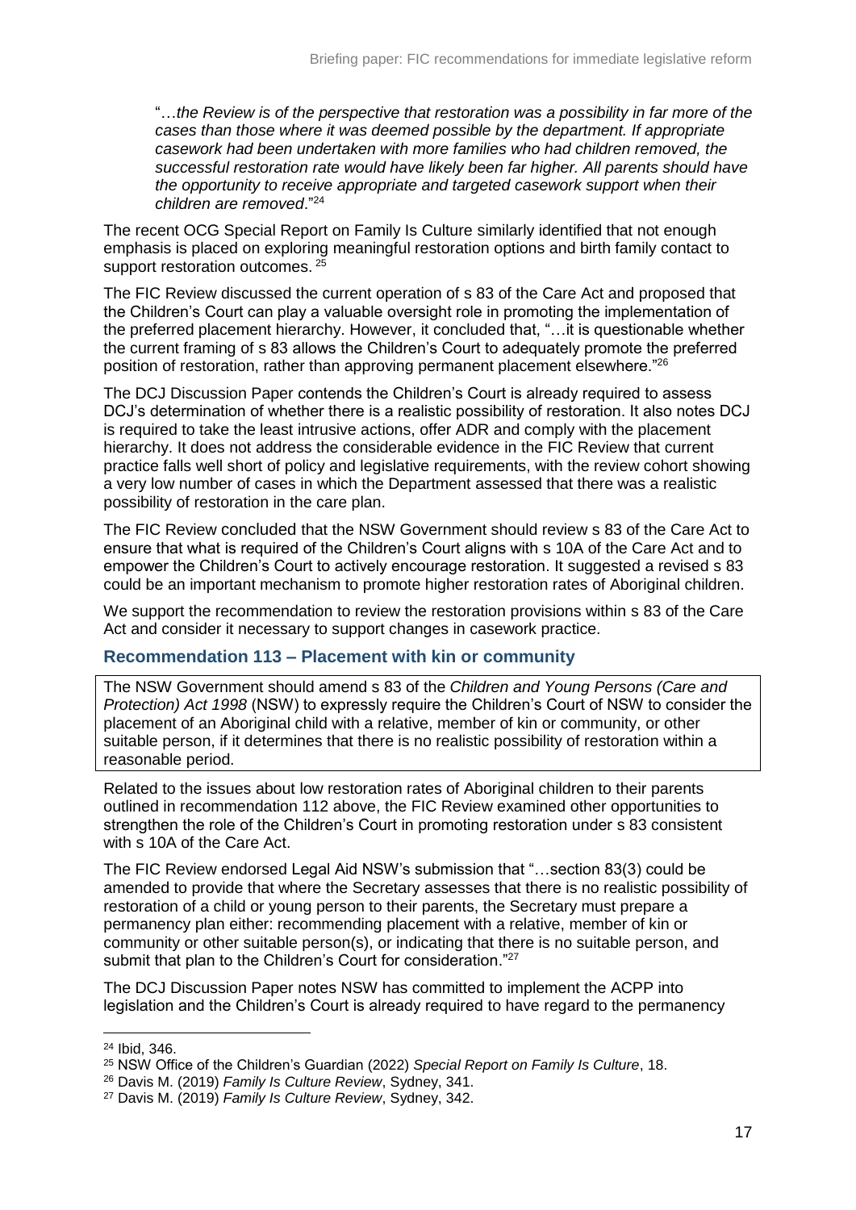"…*the Review is of the perspective that restoration was a possibility in far more of the cases than those where it was deemed possible by the department. If appropriate casework had been undertaken with more families who had children removed, the successful restoration rate would have likely been far higher. All parents should have the opportunity to receive appropriate and targeted casework support when their children are removed*."[24]

The recent OCG Special Report on Family Is Culture similarly identified that not enough emphasis is placed on exploring meaningful restoration options and birth family contact to support restoration outcomes. [25]

The FIC Review discussed the current operation of s 83 of the Care Act and proposed that the Children's Court can play a valuable oversight role in promoting the implementation of the preferred placement hierarchy. However, it concluded that, "…it is questionable whether the current framing of s 83 allows the Children's Court to adequately promote the preferred position of restoration, rather than approving permanent placement elsewhere."[26]

The DCJ Discussion Paper contends the Children's Court is already required to assess DCJ's determination of whether there is a realistic possibility of restoration. It also notes DCJ is required to take the least intrusive actions, offer ADR and comply with the placement hierarchy. It does not address the considerable evidence in the FIC Review that current practice falls well short of policy and legislative requirements, with the review cohort showing a very low number of cases in which the Department assessed that there was a realistic possibility of restoration in the care plan.

The FIC Review concluded that the NSW Government should review s 83 of the Care Act to ensure that what is required of the Children's Court aligns with s 10A of the Care Act and to empower the Children's Court to actively encourage restoration. It suggested a revised s 83 could be an important mechanism to promote higher restoration rates of Aboriginal children.

We support the recommendation to review the restoration provisions within s 83 of the Care Act and consider it necessary to support changes in casework practice.

### Recommendation 113 – Placement with kin or community

The NSW Government should amend s 83 of the *Children and Young Persons (Care and Protection) Act 1998* (NSW) to expressly require the Children's Court of NSW to consider the placement of an Aboriginal child with a relative, member of kin or community, or other suitable person, if it determines that there is no realistic possibility of restoration within a reasonable period.

Related to the issues about low restoration rates of Aboriginal children to their parents outlined in recommendation 112 above, the FIC Review examined other opportunities to strengthen the role of the Children's Court in promoting restoration under s 83 consistent with s 10A of the Care Act.

The FIC Review endorsed Legal Aid NSW's submission that "…section 83(3) could be amended to provide that where the Secretary assesses that there is no realistic possibility of restoration of a child or young person to their parents, the Secretary must prepare a permanency plan either: recommending placement with a relative, member of kin or community or other suitable person(s), or indicating that there is no suitable person, and submit that plan to the Children's Court for consideration."[27]

The DCJ Discussion Paper notes NSW has committed to implement the ACPP into legislation and the Children's Court is already required to have regard to the permanency

[24] Ibid, 346.

[25] NSW Office of the Children's Guardian (2022) *Special Report on Family Is Culture*, 18.

[26] Davis M. (2019) *Family Is Culture Review*, Sydney, 341.

[27] Davis M. (2019) *Family Is Culture Review*, Sydney, 342.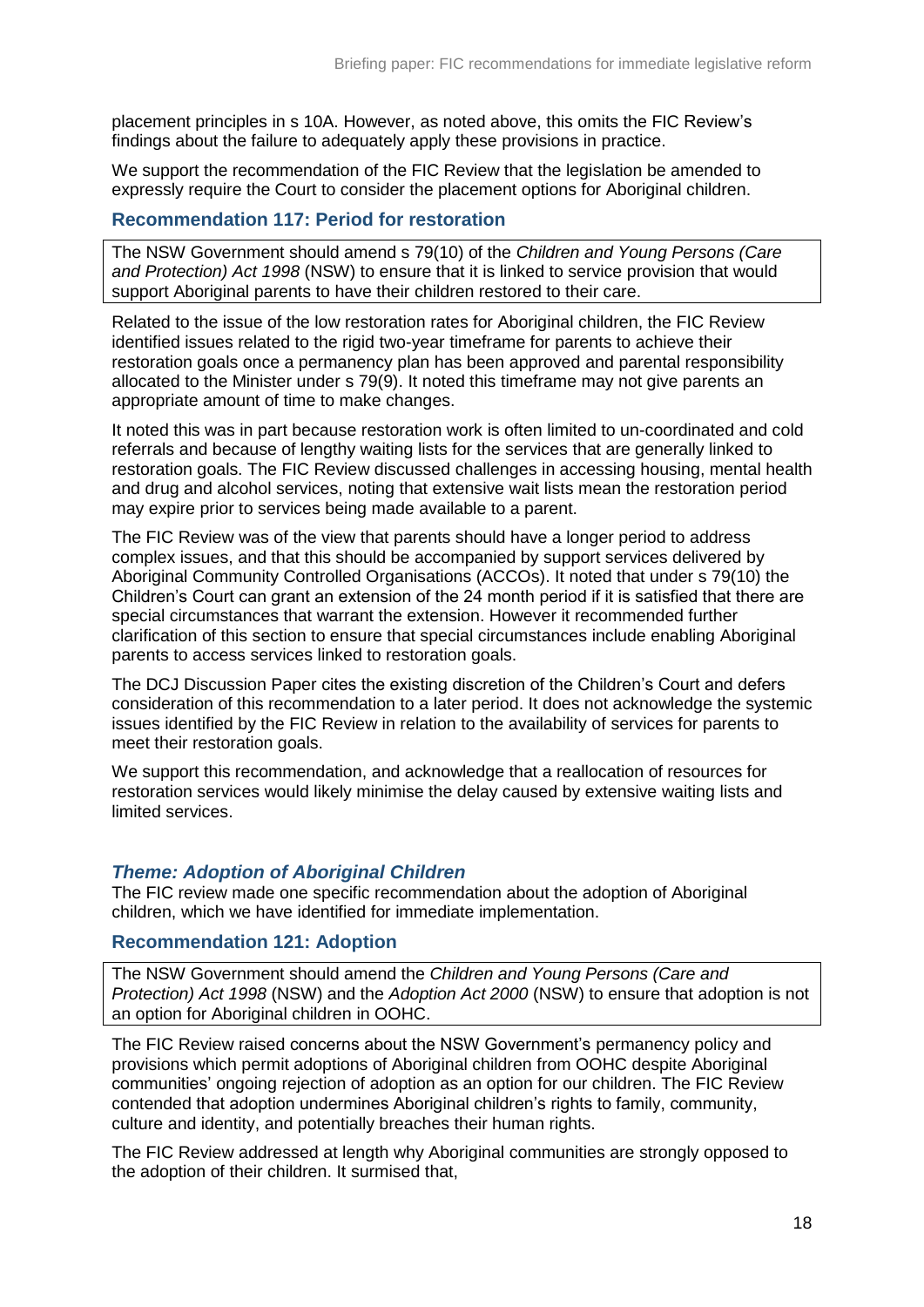placement principles in s 10A. However, as noted above, this omits the FIC Review's findings about the failure to adequately apply these provisions in practice.

We support the recommendation of the FIC Review that the legislation be amended to expressly require the Court to consider the placement options for Aboriginal children.

### Recommendation 117: Period for restoration

> The NSW Government should amend s 79(10) of the *Children and Young Persons (Care and Protection) Act 1998* (NSW) to ensure that it is linked to service provision that would support Aboriginal parents to have their children restored to their care.

Related to the issue of the low restoration rates for Aboriginal children, the FIC Review identified issues related to the rigid two-year timeframe for parents to achieve their restoration goals once a permanency plan has been approved and parental responsibility allocated to the Minister under s 79(9). It noted this timeframe may not give parents an appropriate amount of time to make changes.

It noted this was in part because restoration work is often limited to un-coordinated and cold referrals and because of lengthy waiting lists for the services that are generally linked to restoration goals. The FIC Review discussed challenges in accessing housing, mental health and drug and alcohol services, noting that extensive wait lists mean the restoration period may expire prior to services being made available to a parent.

The FIC Review was of the view that parents should have a longer period to address complex issues, and that this should be accompanied by support services delivered by Aboriginal Community Controlled Organisations (ACCOs). It noted that under s 79(10) the Children's Court can grant an extension of the 24 month period if it is satisfied that there are special circumstances that warrant the extension. However it recommended further clarification of this section to ensure that special circumstances include enabling Aboriginal parents to access services linked to restoration goals.

The DCJ Discussion Paper cites the existing discretion of the Children's Court and defers consideration of this recommendation to a later period. It does not acknowledge the systemic issues identified by the FIC Review in relation to the availability of services for parents to meet their restoration goals.

We support this recommendation, and acknowledge that a reallocation of resources for restoration services would likely minimise the delay caused by extensive waiting lists and limited services.

## *Theme: Adoption of Aboriginal Children*

The FIC review made one specific recommendation about the adoption of Aboriginal children, which we have identified for immediate implementation.

### Recommendation 121: Adoption

> The NSW Government should amend the *Children and Young Persons (Care and Protection) Act 1998* (NSW) and the *Adoption Act 2000* (NSW) to ensure that adoption is not an option for Aboriginal children in OOHC.

The FIC Review raised concerns about the NSW Government's permanency policy and provisions which permit adoptions of Aboriginal children from OOHC despite Aboriginal communities' ongoing rejection of adoption as an option for our children. The FIC Review contended that adoption undermines Aboriginal children's rights to family, community, culture and identity, and potentially breaches their human rights.

The FIC Review addressed at length why Aboriginal communities are strongly opposed to the adoption of their children. It surmised that,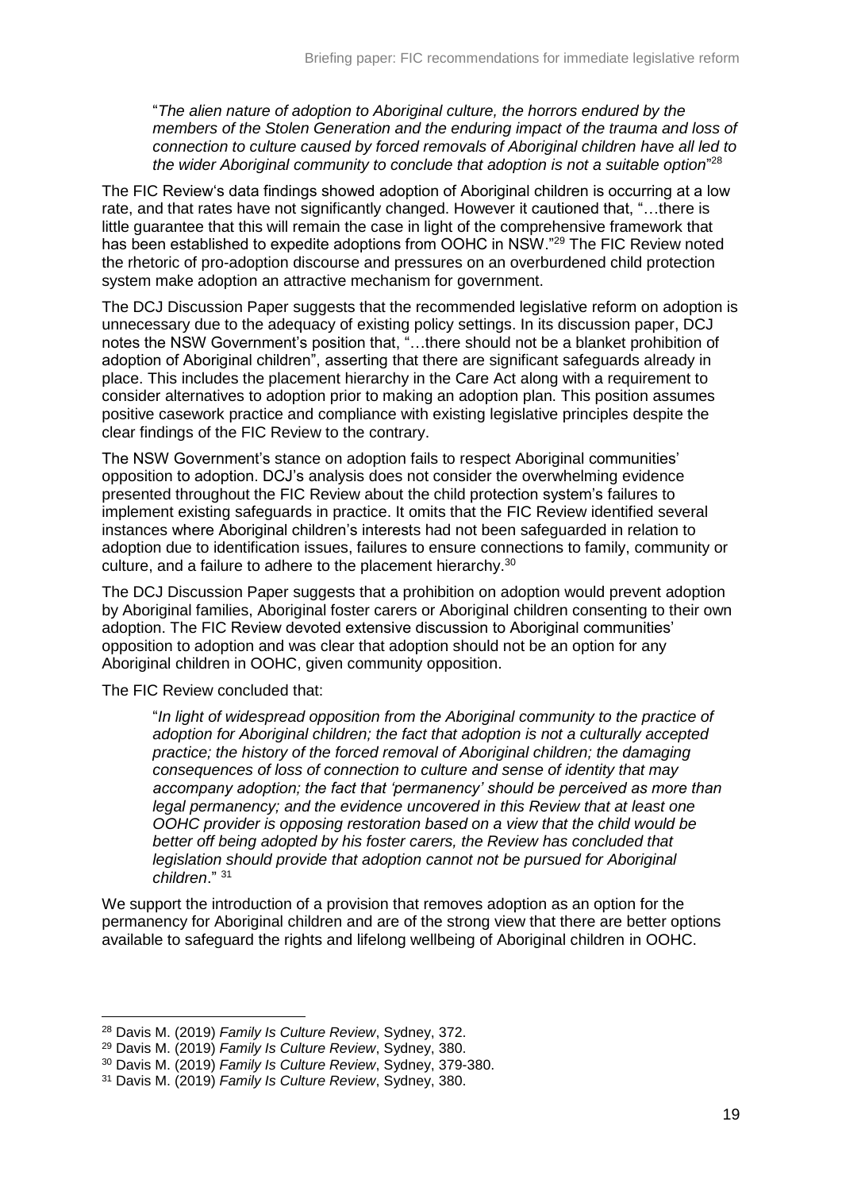"*The alien nature of adoption to Aboriginal culture, the horrors endured by the members of the Stolen Generation and the enduring impact of the trauma and loss of connection to culture caused by forced removals of Aboriginal children have all led to the wider Aboriginal community to conclude that adoption is not a suitable option*"[28]

The FIC Review's data findings showed adoption of Aboriginal children is occurring at a low rate, and that rates have not significantly changed. However it cautioned that, "…there is little guarantee that this will remain the case in light of the comprehensive framework that has been established to expedite adoptions from OOHC in NSW."[29] The FIC Review noted the rhetoric of pro-adoption discourse and pressures on an overburdened child protection system make adoption an attractive mechanism for government.

The DCJ Discussion Paper suggests that the recommended legislative reform on adoption is unnecessary due to the adequacy of existing policy settings. In its discussion paper, DCJ notes the NSW Government's position that, "…there should not be a blanket prohibition of adoption of Aboriginal children", asserting that there are significant safeguards already in place. This includes the placement hierarchy in the Care Act along with a requirement to consider alternatives to adoption prior to making an adoption plan. This position assumes positive casework practice and compliance with existing legislative principles despite the clear findings of the FIC Review to the contrary.

The NSW Government's stance on adoption fails to respect Aboriginal communities' opposition to adoption. DCJ's analysis does not consider the overwhelming evidence presented throughout the FIC Review about the child protection system's failures to implement existing safeguards in practice. It omits that the FIC Review identified several instances where Aboriginal children's interests had not been safeguarded in relation to adoption due to identification issues, failures to ensure connections to family, community or culture, and a failure to adhere to the placement hierarchy.[30]

The DCJ Discussion Paper suggests that a prohibition on adoption would prevent adoption by Aboriginal families, Aboriginal foster carers or Aboriginal children consenting to their own adoption. The FIC Review devoted extensive discussion to Aboriginal communities' opposition to adoption and was clear that adoption should not be an option for any Aboriginal children in OOHC, given community opposition.

The FIC Review concluded that:

> "*In light of widespread opposition from the Aboriginal community to the practice of adoption for Aboriginal children; the fact that adoption is not a culturally accepted practice; the history of the forced removal of Aboriginal children; the damaging consequences of loss of connection to culture and sense of identity that may accompany adoption; the fact that 'permanency' should be perceived as more than legal permanency; and the evidence uncovered in this Review that at least one OOHC provider is opposing restoration based on a view that the child would be better off being adopted by his foster carers, the Review has concluded that legislation should provide that adoption cannot not be pursued for Aboriginal children*." [31]

We support the introduction of a provision that removes adoption as an option for the permanency for Aboriginal children and are of the strong view that there are better options available to safeguard the rights and lifelong wellbeing of Aboriginal children in OOHC.

---

[28] Davis M. (2019) *Family Is Culture Review*, Sydney, 372.

[29] Davis M. (2019) *Family Is Culture Review*, Sydney, 380.

[30] Davis M. (2019) *Family Is Culture Review*, Sydney, 379-380.

[31] Davis M. (2019) *Family Is Culture Review*, Sydney, 380.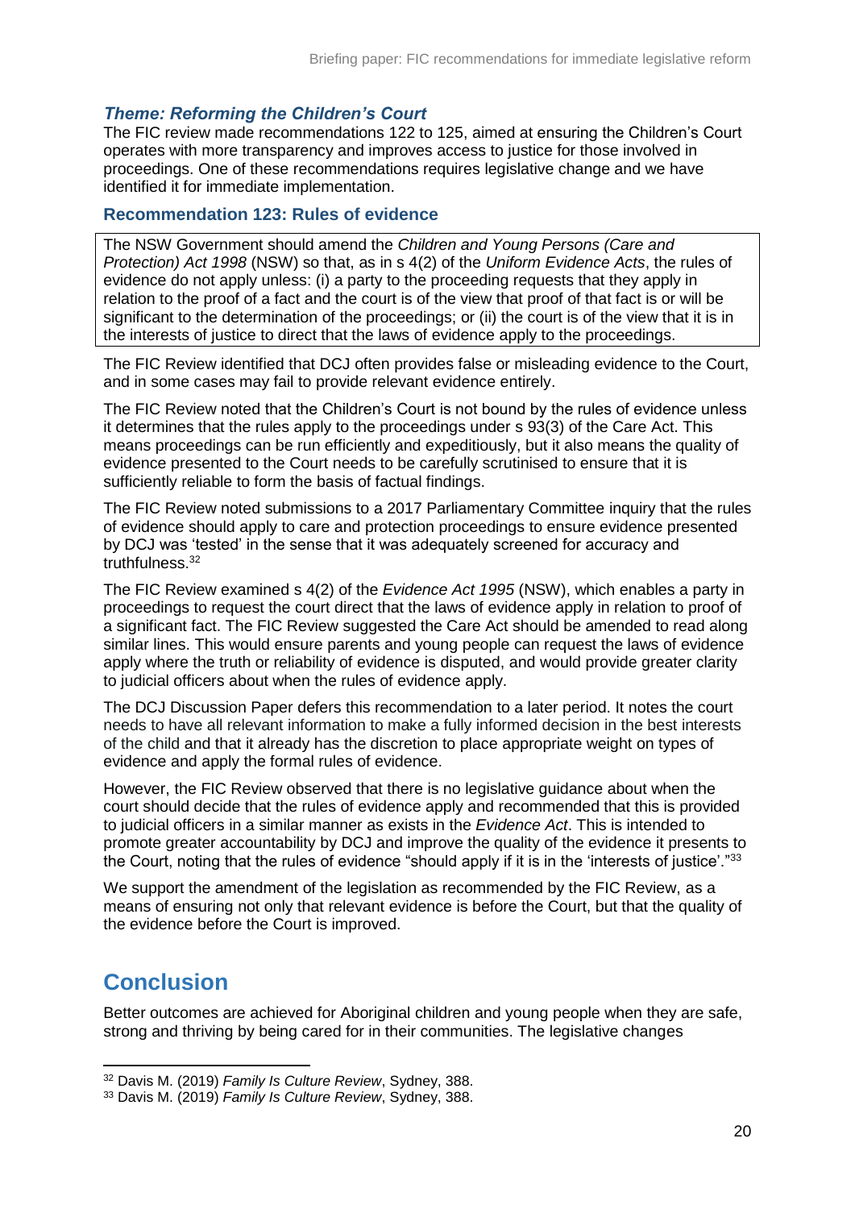### *Theme: Reforming the Children's Court*

The FIC review made recommendations 122 to 125, aimed at ensuring the Children's Court operates with more transparency and improves access to justice for those involved in proceedings. One of these recommendations requires legislative change and we have identified it for immediate implementation.

#### Recommendation 123: Rules of evidence

> The NSW Government should amend the *Children and Young Persons (Care and Protection) Act 1998* (NSW) so that, as in s 4(2) of the *Uniform Evidence Acts*, the rules of evidence do not apply unless: (i) a party to the proceeding requests that they apply in relation to the proof of a fact and the court is of the view that proof of that fact is or will be significant to the determination of the proceedings; or (ii) the court is of the view that it is in the interests of justice to direct that the laws of evidence apply to the proceedings.

The FIC Review identified that DCJ often provides false or misleading evidence to the Court, and in some cases may fail to provide relevant evidence entirely.

The FIC Review noted that the Children's Court is not bound by the rules of evidence unless it determines that the rules apply to the proceedings under s 93(3) of the Care Act. This means proceedings can be run efficiently and expeditiously, but it also means the quality of evidence presented to the Court needs to be carefully scrutinised to ensure that it is sufficiently reliable to form the basis of factual findings.

The FIC Review noted submissions to a 2017 Parliamentary Committee inquiry that the rules of evidence should apply to care and protection proceedings to ensure evidence presented by DCJ was 'tested' in the sense that it was adequately screened for accuracy and truthfulness.[32]

The FIC Review examined s 4(2) of the *Evidence Act 1995* (NSW), which enables a party in proceedings to request the court direct that the laws of evidence apply in relation to proof of a significant fact. The FIC Review suggested the Care Act should be amended to read along similar lines. This would ensure parents and young people can request the laws of evidence apply where the truth or reliability of evidence is disputed, and would provide greater clarity to judicial officers about when the rules of evidence apply.

The DCJ Discussion Paper defers this recommendation to a later period. It notes the court needs to have all relevant information to make a fully informed decision in the best interests of the child and that it already has the discretion to place appropriate weight on types of evidence and apply the formal rules of evidence.

However, the FIC Review observed that there is no legislative guidance about when the court should decide that the rules of evidence apply and recommended that this is provided to judicial officers in a similar manner as exists in the *Evidence Act*. This is intended to promote greater accountability by DCJ and improve the quality of the evidence it presents to the Court, noting that the rules of evidence "should apply if it is in the 'interests of justice'."[33]

We support the amendment of the legislation as recommended by the FIC Review, as a means of ensuring not only that relevant evidence is before the Court, but that the quality of the evidence before the Court is improved.

## Conclusion

Better outcomes are achieved for Aboriginal children and young people when they are safe, strong and thriving by being cared for in their communities. The legislative changes

---

[32] Davis M. (2019) *Family Is Culture Review*, Sydney, 388.

[33] Davis M. (2019) *Family Is Culture Review*, Sydney, 388.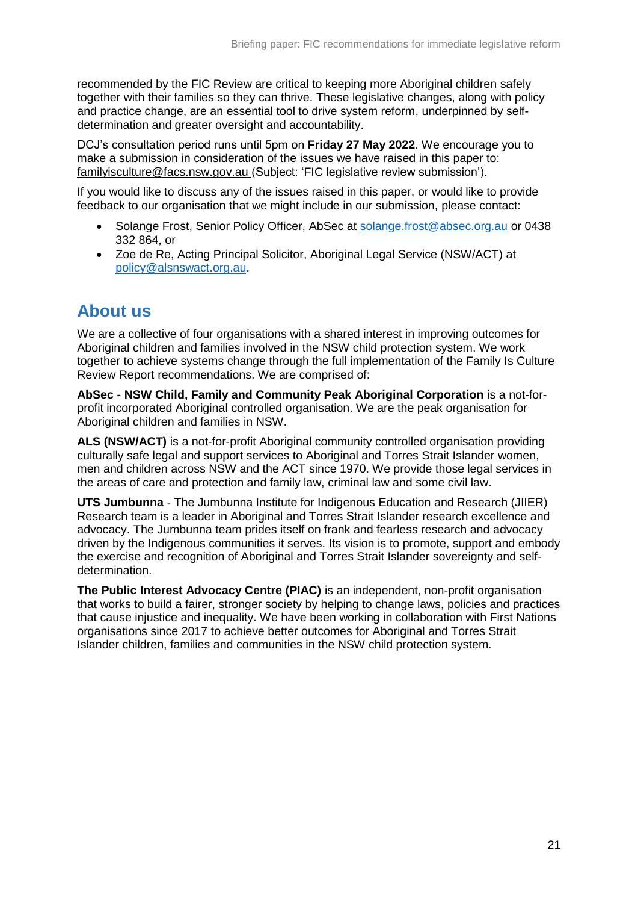recommended by the FIC Review are critical to keeping more Aboriginal children safely together with their families so they can thrive. These legislative changes, along with policy and practice change, are an essential tool to drive system reform, underpinned by self-determination and greater oversight and accountability.

DCJ's consultation period runs until 5pm on **Friday 27 May 2022**. We encourage you to make a submission in consideration of the issues we have raised in this paper to: familyisculture@facs.nsw.gov.au (Subject: 'FIC legislative review submission').

If you would like to discuss any of the issues raised in this paper, or would like to provide feedback to our organisation that we might include in our submission, please contact:

- Solange Frost, Senior Policy Officer, AbSec at solange.frost@absec.org.au or 0438 332 864, or
- Zoe de Re, Acting Principal Solicitor, Aboriginal Legal Service (NSW/ACT) at policy@alsnswact.org.au.

## About us

We are a collective of four organisations with a shared interest in improving outcomes for Aboriginal children and families involved in the NSW child protection system. We work together to achieve systems change through the full implementation of the Family Is Culture Review Report recommendations. We are comprised of:

**AbSec - NSW Child, Family and Community Peak Aboriginal Corporation** is a not-for-profit incorporated Aboriginal controlled organisation. We are the peak organisation for Aboriginal children and families in NSW.

**ALS (NSW/ACT)** is a not-for-profit Aboriginal community controlled organisation providing culturally safe legal and support services to Aboriginal and Torres Strait Islander women, men and children across NSW and the ACT since 1970. We provide those legal services in the areas of care and protection and family law, criminal law and some civil law.

**UTS Jumbunna** - The Jumbunna Institute for Indigenous Education and Research (JIIER) Research team is a leader in Aboriginal and Torres Strait Islander research excellence and advocacy. The Jumbunna team prides itself on frank and fearless research and advocacy driven by the Indigenous communities it serves. Its vision is to promote, support and embody the exercise and recognition of Aboriginal and Torres Strait Islander sovereignty and self-determination.

**The Public Interest Advocacy Centre (PIAC)** is an independent, non-profit organisation that works to build a fairer, stronger society by helping to change laws, policies and practices that cause injustice and inequality. We have been working in collaboration with First Nations organisations since 2017 to achieve better outcomes for Aboriginal and Torres Strait Islander children, families and communities in the NSW child protection system.